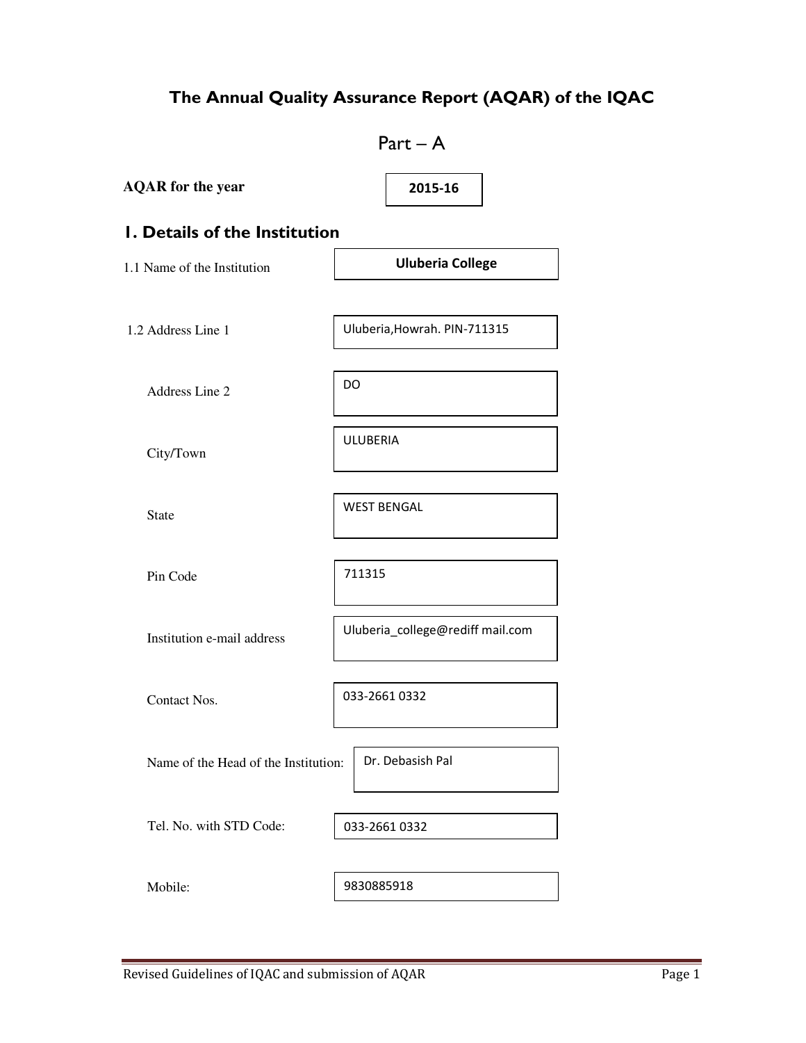# The Annual Quality Assurance Report (AQAR) of the IQAC

## Part – A

**AQAR for the year** 2015-16

## 1. Details of the Institution

| | |
|---|---|
| 1.1 Name of the Institution | **Uluberia College** |
| 1.2 Address Line 1 | Uluberia,Howrah. PIN-711315 |
| Address Line 2 | DO |
| City/Town | ULUBERIA |
| State | WEST BENGAL |
| Pin Code | 711315 |
| Institution e-mail address | Uluberia_college@rediff mail.com |
| Contact Nos. | 033-2661 0332 |
| Name of the Head of the Institution: | Dr. Debasish Pal |
| Tel. No. with STD Code: | 033-2661 0332 |
| Mobile: | 9830885918 |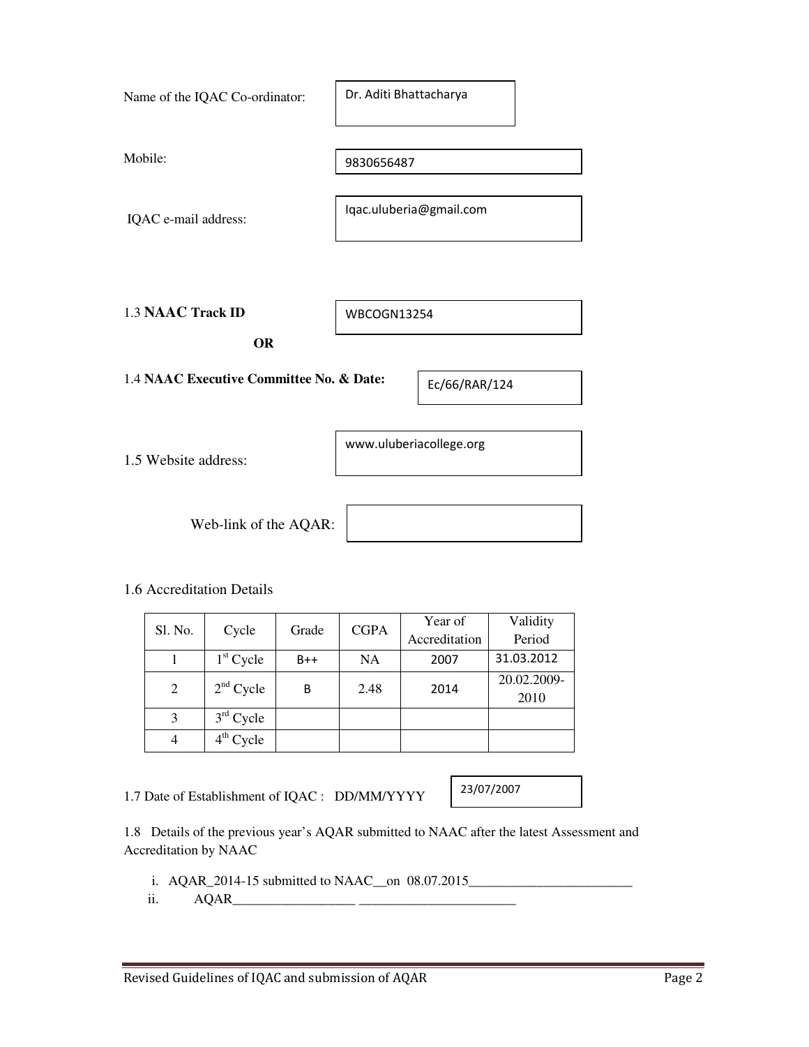Name of the IQAC Co-ordinator: Dr. Aditi Bhattacharya

Mobile: 9830656487

IQAC e-mail address: Iqac.uluberia@gmail.com

1.3 **NAAC Track ID** WBCOGN13254

**OR**

1.4 **NAAC Executive Committee No. & Date:** Ec/66/RAR/124

1.5 Website address: www.uluberiacollege.org

Web-link of the AQAR:

1.6 Accreditation Details

| Sl. No. | Cycle | Grade | CGPA | Year of Accreditation | Validity Period |
|---|---|---|---|---|---|
| 1 | 1st Cycle | B++ | NA | 2007 | 31.03.2012 |
| 2 | 2nd Cycle | B | 2.48 | 2014 | 20.02.2009-2010 |
| 3 | 3rd Cycle | | | | |
| 4 | 4th Cycle | | | | |

1.7 Date of Establishment of IQAC : DD/MM/YYYY 23/07/2007

1.8 Details of the previous year's AQAR submitted to NAAC after the latest Assessment and Accreditation by NAAC

i. AQAR_2014-15 submitted to NAAC__on 08.07.2015________________________

ii. AQAR__________________ _______________________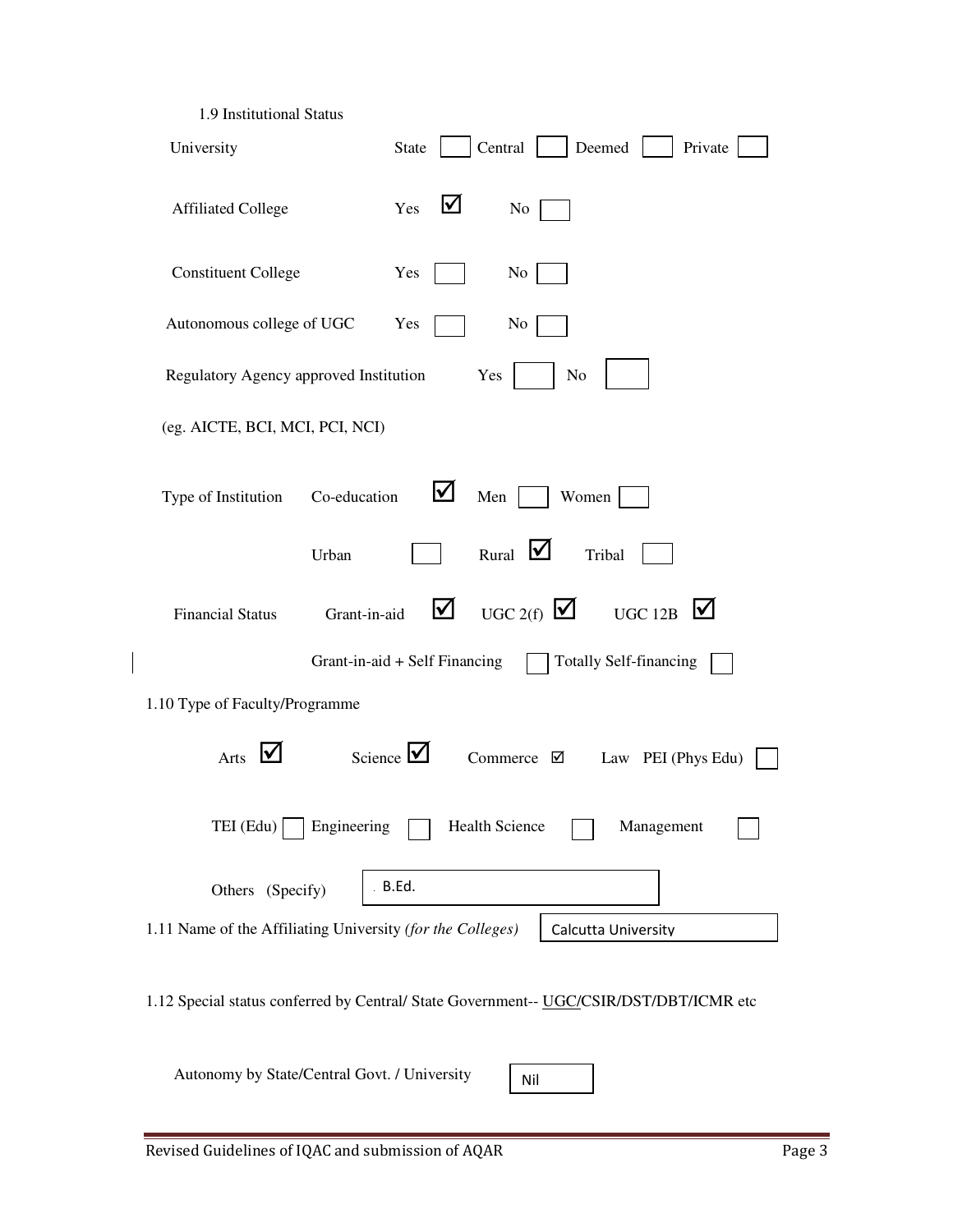1.9 Institutional Status

University  State ☐  Central ☐  Deemed ☐  Private ☐

Affiliated College  Yes ☑  No ☐

Constituent College  Yes ☐  No ☐

Autonomous college of UGC  Yes ☐  No ☐

Regulatory Agency approved Institution  Yes ☐  No ☐

(eg. AICTE, BCI, MCI, PCI, NCI)

Type of Institution  Co-education ☑  Men ☐  Women ☐

Urban ☐  Rural ☑  Tribal ☐

Financial Status  Grant-in-aid ☑  UGC 2(f) ☑  UGC 12B ☑

Grant-in-aid + Self Financing ☐  Totally Self-financing ☐

1.10 Type of Faculty/Programme

Arts ☑  Science ☑  Commerce ☑  Law  PEI (Phys Edu) ☐

TEI (Edu) ☐  Engineering ☐  Health Science ☐  Management ☐

Others (Specify)  B.Ed.

1.11 Name of the Affiliating University *(for the Colleges)*  Calcutta University

1.12 Special status conferred by Central/ State Government-- UGC/CSIR/DST/DBT/ICMR etc

Autonomy by State/Central Govt. / University  Nil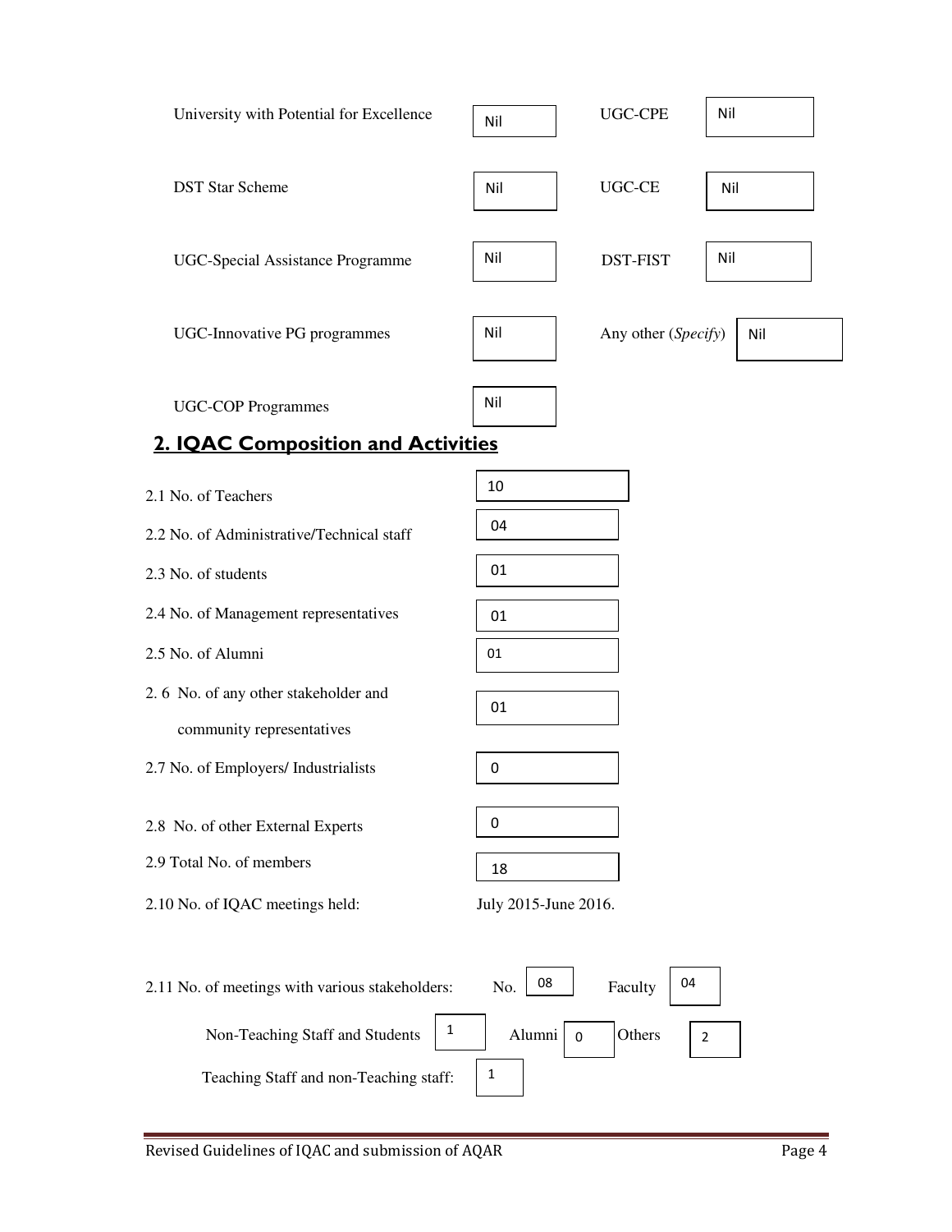| | | | |
|---|---|---|---|
| University with Potential for Excellence | Nil | UGC-CPE | Nil |
| DST Star Scheme | Nil | UGC-CE | Nil |
| UGC-Special Assistance Programme | Nil | DST-FIST | Nil |
| UGC-Innovative PG programmes | Nil | Any other (*Specify*) | Nil |
| UGC-COP Programmes | Nil | | |

## 2. IQAC Composition and Activities

| | |
|---|---|
| 2.1 No. of Teachers | 10 |
| 2.2 No. of Administrative/Technical staff | 04 |
| 2.3 No. of students | 01 |
| 2.4 No. of Management representatives | 01 |
| 2.5 No. of Alumni | 01 |
| 2.6 No. of any other stakeholder and community representatives | 01 |
| 2.7 No. of Employers/ Industrialists | 0 |
| 2.8 No. of other External Experts | 0 |
| 2.9 Total No. of members | 18 |
| 2.10 No. of IQAC meetings held: | July 2015-June 2016. |

2.11 No. of meetings with various stakeholders: No. 08 Faculty 04

Non-Teaching Staff and Students 1 Alumni 0 Others 2

Teaching Staff and non-Teaching staff: 1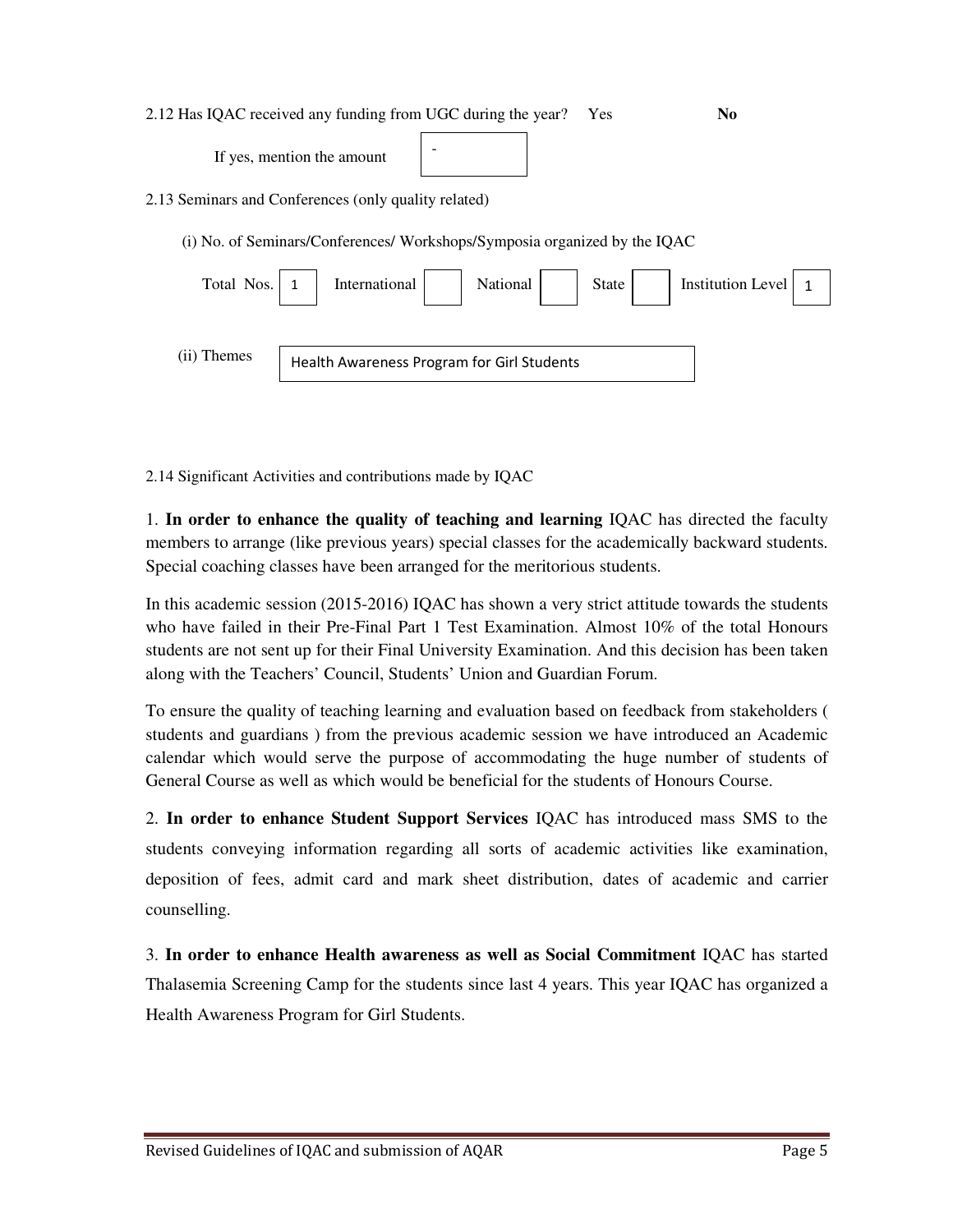2.12 Has IQAC received any funding from UGC during the year? Yes **No**

If yes, mention the amount | - |

2.13 Seminars and Conferences (only quality related)

(i) No. of Seminars/Conferences/ Workshops/Symposia organized by the IQAC

| Total Nos. | International | National | State | Institution Level |
|---|---|---|---|---|
| 1 | | | | 1 |

(ii) Themes | Health Awareness Program for Girl Students |

2.14 Significant Activities and contributions made by IQAC

1. **In order to enhance the quality of teaching and learning** IQAC has directed the faculty members to arrange (like previous years) special classes for the academically backward students. Special coaching classes have been arranged for the meritorious students.

In this academic session (2015-2016) IQAC has shown a very strict attitude towards the students who have failed in their Pre-Final Part 1 Test Examination. Almost 10% of the total Honours students are not sent up for their Final University Examination. And this decision has been taken along with the Teachers' Council, Students' Union and Guardian Forum.

To ensure the quality of teaching learning and evaluation based on feedback from stakeholders ( students and guardians ) from the previous academic session we have introduced an Academic calendar which would serve the purpose of accommodating the huge number of students of General Course as well as which would be beneficial for the students of Honours Course.

2. **In order to enhance Student Support Services** IQAC has introduced mass SMS to the students conveying information regarding all sorts of academic activities like examination, deposition of fees, admit card and mark sheet distribution, dates of academic and carrier counselling.

3. **In order to enhance Health awareness as well as Social Commitment** IQAC has started Thalasemia Screening Camp for the students since last 4 years. This year IQAC has organized a Health Awareness Program for Girl Students.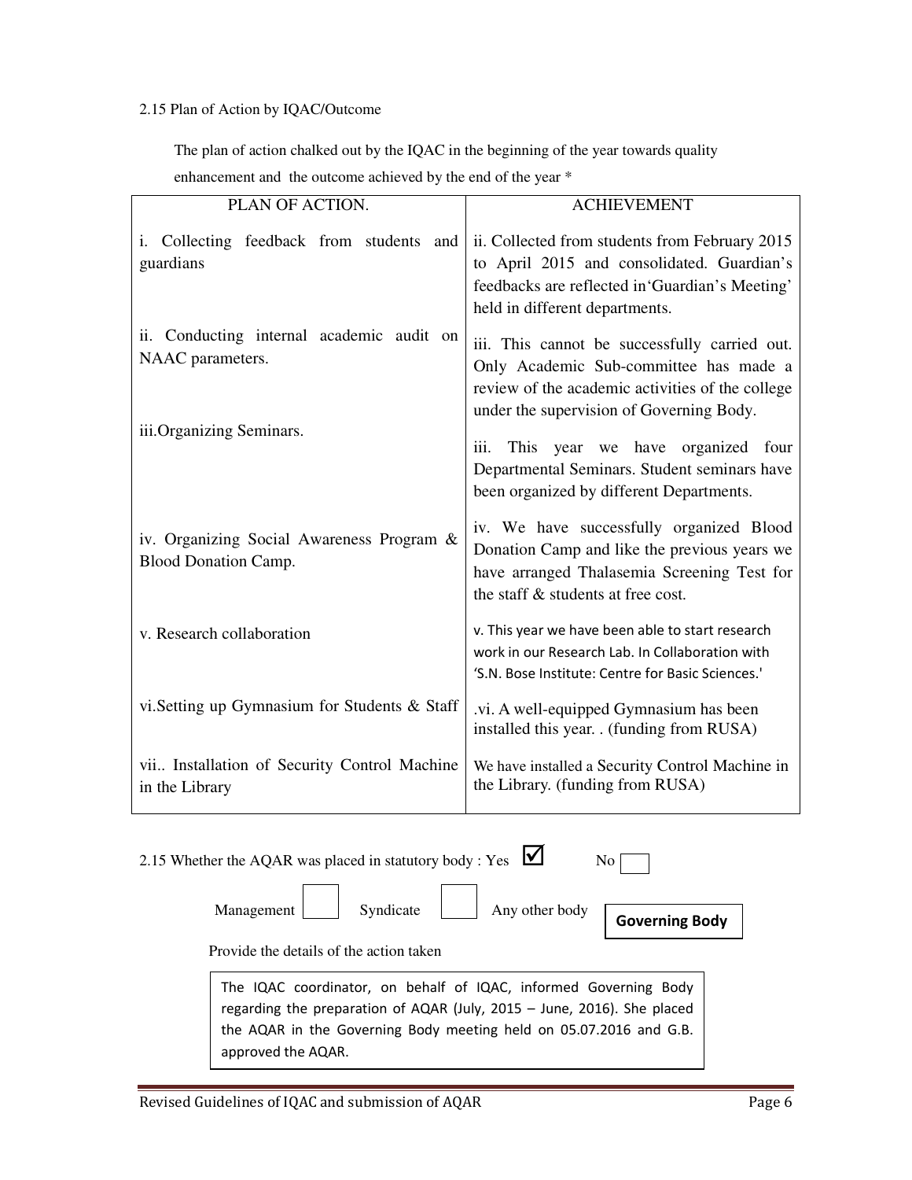2.15 Plan of Action by IQAC/Outcome

The plan of action chalked out by the IQAC in the beginning of the year towards quality enhancement and the outcome achieved by the end of the year *

| PLAN OF ACTION. | ACHIEVEMENT |
|---|---|
| i. Collecting feedback from students and guardians | ii. Collected from students from February 2015 to April 2015 and consolidated. Guardian's feedbacks are reflected in'Guardian's Meeting' held in different departments. |
| ii. Conducting internal academic audit on NAAC parameters. | iii. This cannot be successfully carried out. Only Academic Sub-committee has made a review of the academic activities of the college under the supervision of Governing Body. |
| iii.Organizing Seminars. | iii. This year we have organized four Departmental Seminars. Student seminars have been organized by different Departments. |
| iv. Organizing Social Awareness Program & Blood Donation Camp. | iv. We have successfully organized Blood Donation Camp and like the previous years we have arranged Thalasemia Screening Test for the staff & students at free cost. |
| v. Research collaboration | v. This year we have been able to start research work in our Research Lab. In Collaboration with 'S.N. Bose Institute: Centre for Basic Sciences.' |
| vi.Setting up Gymnasium for Students & Staff | .vi. A well-equipped Gymnasium has been installed this year. . (funding from RUSA) |
| vii.. Installation of Security Control Machine in the Library | We have installed a Security Control Machine in the Library. (funding from RUSA) |

2.15 Whether the AQAR was placed in statutory body : Yes ☑ No ☐

Management ☐ Syndicate ☐ Any other body **Governing Body**

Provide the details of the action taken

The IQAC coordinator, on behalf of IQAC, informed Governing Body regarding the preparation of AQAR (July, 2015 – June, 2016). She placed the AQAR in the Governing Body meeting held on 05.07.2016 and G.B. approved the AQAR.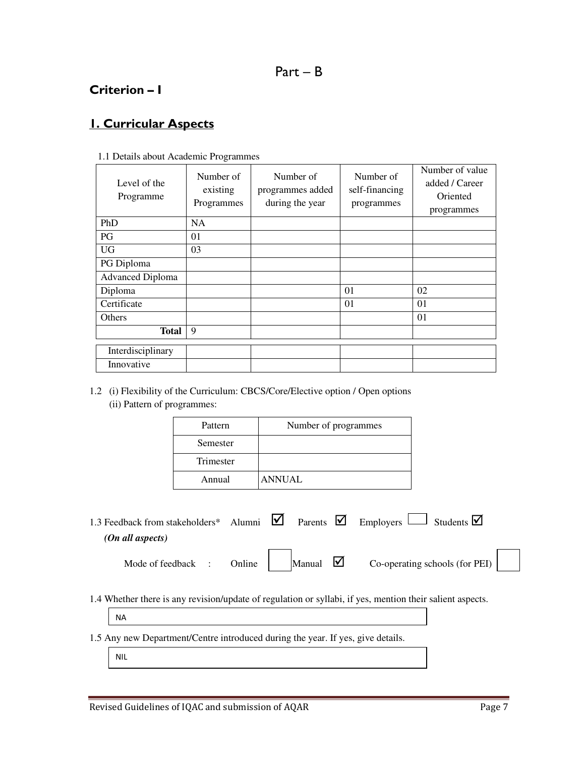# Part – B

## Criterion – I

## 1. Curricular Aspects

1.1 Details about Academic Programmes

| Level of the Programme | Number of existing Programmes | Number of programmes added during the year | Number of self-financing programmes | Number of value added / Career Oriented programmes |
|---|---|---|---|---|
| PhD | NA | | | |
| PG | 01 | | | |
| UG | 03 | | | |
| PG Diploma | | | | |
| Advanced Diploma | | | | |
| Diploma | | | 01 | 02 |
| Certificate | | | 01 | 01 |
| Others | | | | 01 |
| **Total** | 9 | | | |
| Interdisciplinary | | | | |
| Innovative | | | | |

1.2 (i) Flexibility of the Curriculum: CBCS/Core/Elective option / Open options

(ii) Pattern of programmes:

| Pattern | Number of programmes |
|---|---|
| Semester | |
| Trimester | |
| Annual | ANNUAL |

1.3 Feedback from stakeholders* Alumni ☑ Parents ☑ Employers ☐ Students ☑

***(On all aspects)***

Mode of feedback : Online ☐ Manual ☑ Co-operating schools (for PEI) ☐

1.4 Whether there is any revision/update of regulation or syllabi, if yes, mention their salient aspects.

NA

1.5 Any new Department/Centre introduced during the year. If yes, give details.

NIL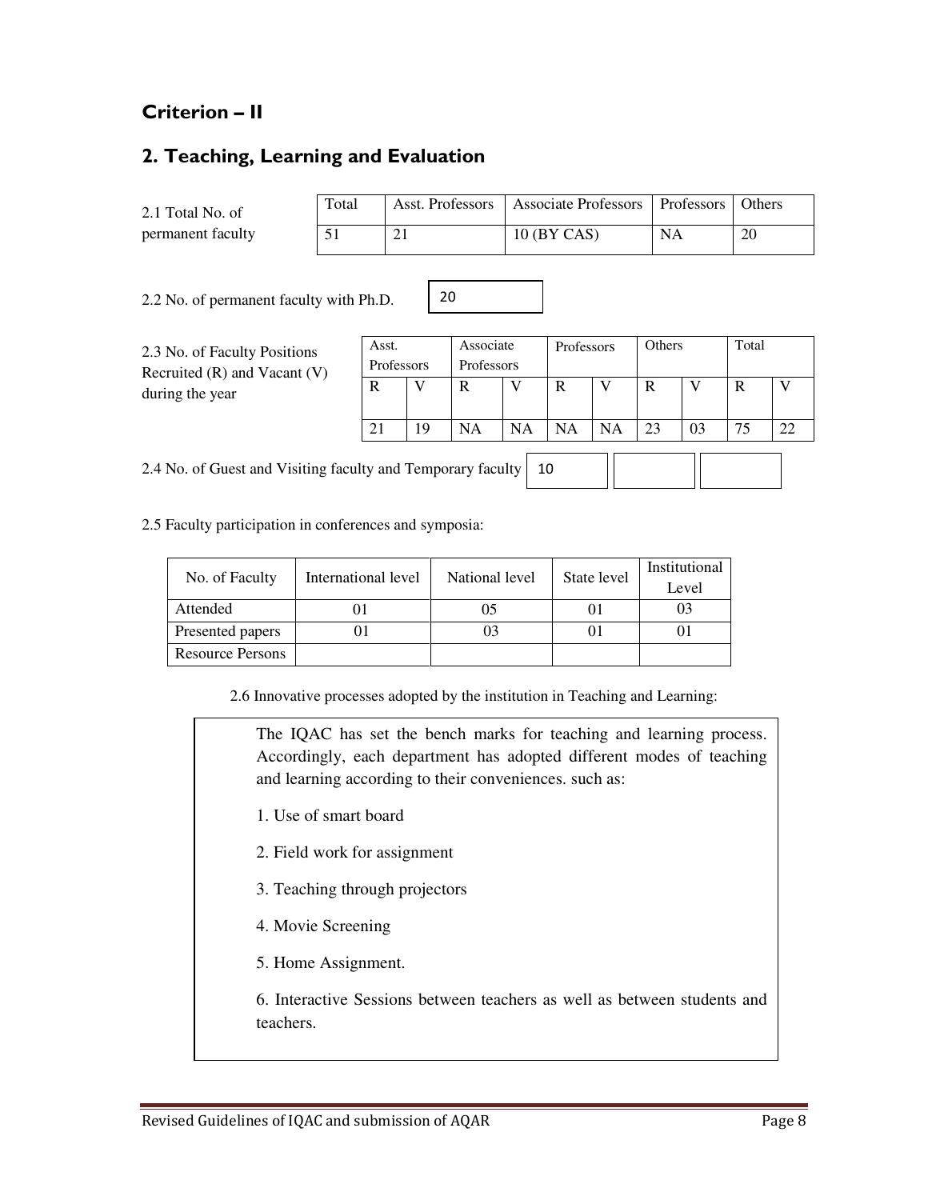## Criterion – II

## 2. Teaching, Learning and Evaluation

2.1 Total No. of permanent faculty

| Total | Asst. Professors | Associate Professors | Professors | Others |
|---|---|---|---|---|
| 51 | 21 | 10 (BY CAS) | NA | 20 |

2.2 No. of permanent faculty with Ph.D. 20

2.3 No. of Faculty Positions Recruited (R) and Vacant (V) during the year

| Asst. Professors | | Associate Professors | | Professors | | Others | | Total | |
|---|---|---|---|---|---|---|---|---|---|
| R | V | R | V | R | V | R | V | R | V |
| 21 | 19 | NA | NA | NA | NA | 23 | 03 | 75 | 22 |

2.4 No. of Guest and Visiting faculty and Temporary faculty

| 10 | | |
|---|---|---|

2.5 Faculty participation in conferences and symposia:

| No. of Faculty | International level | National level | State level | Institutional Level |
|---|---|---|---|---|
| Attended | 01 | 05 | 01 | 03 |
| Presented papers | 01 | 03 | 01 | 01 |
| Resource Persons | | | | |

2.6 Innovative processes adopted by the institution in Teaching and Learning:

The IQAC has set the bench marks for teaching and learning process. Accordingly, each department has adopted different modes of teaching and learning according to their conveniences. such as:

1. Use of smart board
2. Field work for assignment
3. Teaching through projectors
4. Movie Screening
5. Home Assignment.
6. Interactive Sessions between teachers as well as between students and teachers.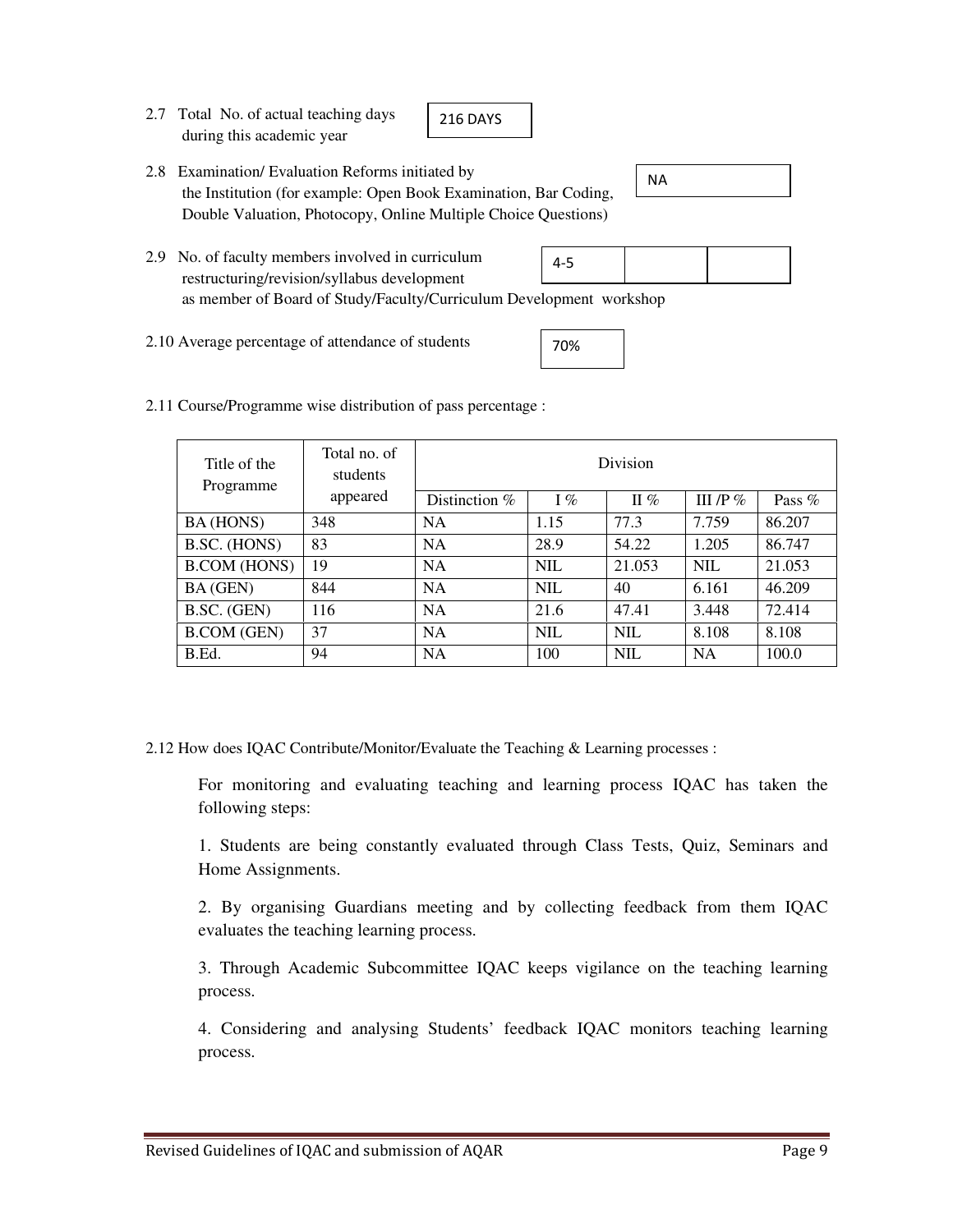2.7 Total No. of actual teaching days during this academic year

216 DAYS

2.8 Examination/ Evaluation Reforms initiated by the Institution (for example: Open Book Examination, Bar Coding, Double Valuation, Photocopy, Online Multiple Choice Questions)

NA

2.9 No. of faculty members involved in curriculum restructuring/revision/syllabus development as member of Board of Study/Faculty/Curriculum Development workshop

| 4-5 | | |
|---|---|---|

2.10 Average percentage of attendance of students

70%

2.11 Course/Programme wise distribution of pass percentage :

| Title of the Programme | Total no. of students appeared | Division | | | | |
|---|---|---|---|---|---|---|
| | | Distinction % | I % | II % | III /P % | Pass % |
| BA (HONS) | 348 | NA | 1.15 | 77.3 | 7.759 | 86.207 |
| B.SC. (HONS) | 83 | NA | 28.9 | 54.22 | 1.205 | 86.747 |
| B.COM (HONS) | 19 | NA | NIL | 21.053 | NIL | 21.053 |
| BA (GEN) | 844 | NA | NIL | 40 | 6.161 | 46.209 |
| B.SC. (GEN) | 116 | NA | 21.6 | 47.41 | 3.448 | 72.414 |
| B.COM (GEN) | 37 | NA | NIL | NIL | 8.108 | 8.108 |
| B.Ed. | 94 | NA | 100 | NIL | NA | 100.0 |

2.12 How does IQAC Contribute/Monitor/Evaluate the Teaching & Learning processes :

For monitoring and evaluating teaching and learning process IQAC has taken the following steps:

1. Students are being constantly evaluated through Class Tests, Quiz, Seminars and Home Assignments.

2. By organising Guardians meeting and by collecting feedback from them IQAC evaluates the teaching learning process.

3. Through Academic Subcommittee IQAC keeps vigilance on the teaching learning process.

4. Considering and analysing Students' feedback IQAC monitors teaching learning process.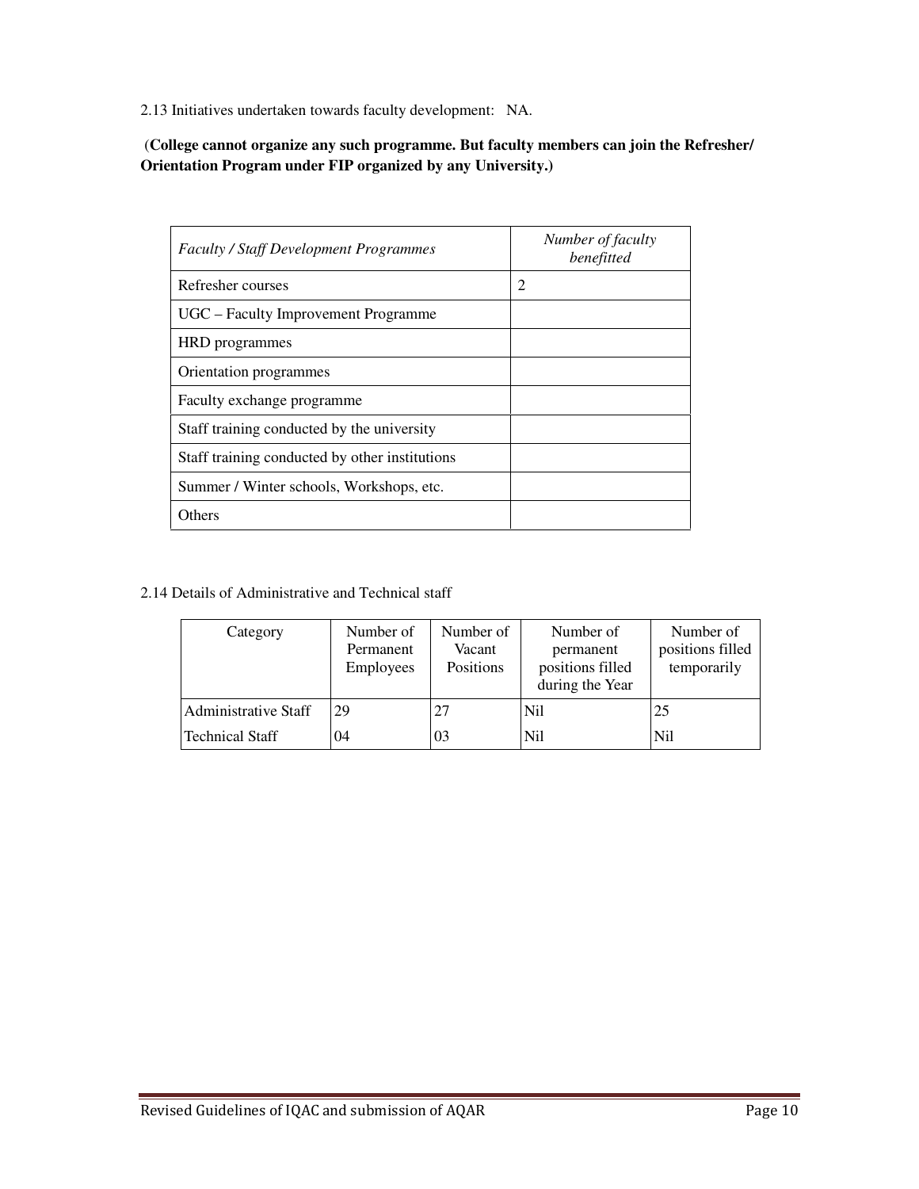2.13 Initiatives undertaken towards faculty development: NA.

**(College cannot organize any such programme. But faculty members can join the Refresher/ Orientation Program under FIP organized by any University.)**

| *Faculty / Staff Development Programmes* | *Number of faculty benefitted* |
|---|---|
| Refresher courses | 2 |
| UGC – Faculty Improvement Programme | |
| HRD programmes | |
| Orientation programmes | |
| Faculty exchange programme | |
| Staff training conducted by the university | |
| Staff training conducted by other institutions | |
| Summer / Winter schools, Workshops, etc. | |
| Others | |

2.14 Details of Administrative and Technical staff

| Category | Number of Permanent Employees | Number of Vacant Positions | Number of permanent positions filled during the Year | Number of positions filled temporarily |
|---|---|---|---|---|
| Administrative Staff | 29 | 27 | Nil | 25 |
| Technical Staff | 04 | 03 | Nil | Nil |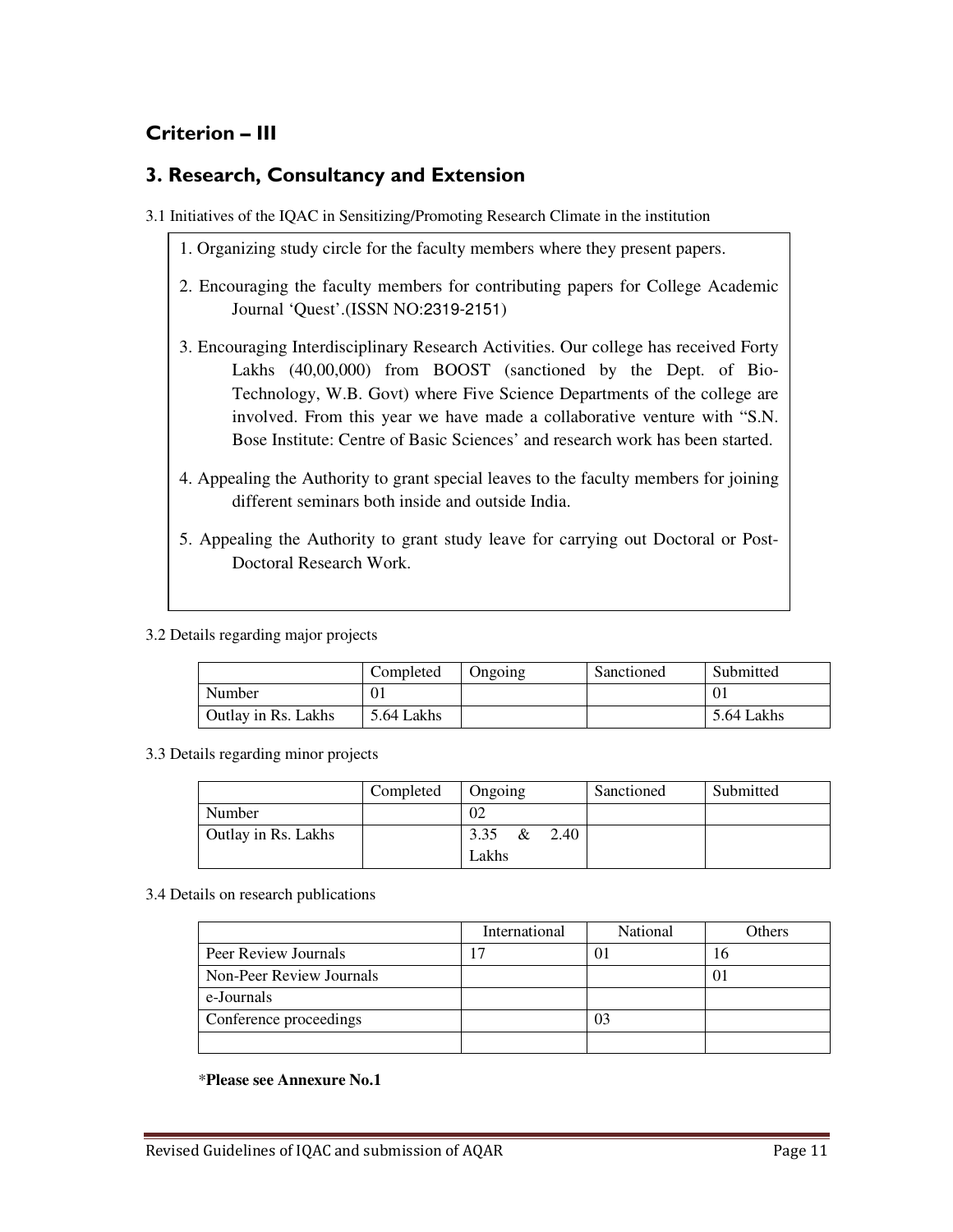## Criterion – III

## 3. Research, Consultancy and Extension

3.1 Initiatives of the IQAC in Sensitizing/Promoting Research Climate in the institution

1. Organizing study circle for the faculty members where they present papers.
2. Encouraging the faculty members for contributing papers for College Academic Journal 'Quest'.(ISSN NO:2319-2151)
3. Encouraging Interdisciplinary Research Activities. Our college has received Forty Lakhs (40,00,000) from BOOST (sanctioned by the Dept. of Bio-Technology, W.B. Govt) where Five Science Departments of the college are involved. From this year we have made a collaborative venture with "S.N. Bose Institute: Centre of Basic Sciences' and research work has been started.
4. Appealing the Authority to grant special leaves to the faculty members for joining different seminars both inside and outside India.
5. Appealing the Authority to grant study leave for carrying out Doctoral or Post-Doctoral Research Work.

3.2 Details regarding major projects

| | Completed | Ongoing | Sanctioned | Submitted |
|---|---|---|---|---|
| Number | 01 | | | 01 |
| Outlay in Rs. Lakhs | 5.64 Lakhs | | | 5.64 Lakhs |

3.3 Details regarding minor projects

| | Completed | Ongoing | Sanctioned | Submitted |
|---|---|---|---|---|
| Number | | 02 | | |
| Outlay in Rs. Lakhs | | 3.35 & 2.40 Lakhs | | |

3.4 Details on research publications

| | International | National | Others |
|---|---|---|---|
| Peer Review Journals | 17 | 01 | 16 |
| Non-Peer Review Journals | | | 01 |
| e-Journals | | | |
| Conference proceedings | | 03 | |
| | | | |

*__Please see Annexure No.1__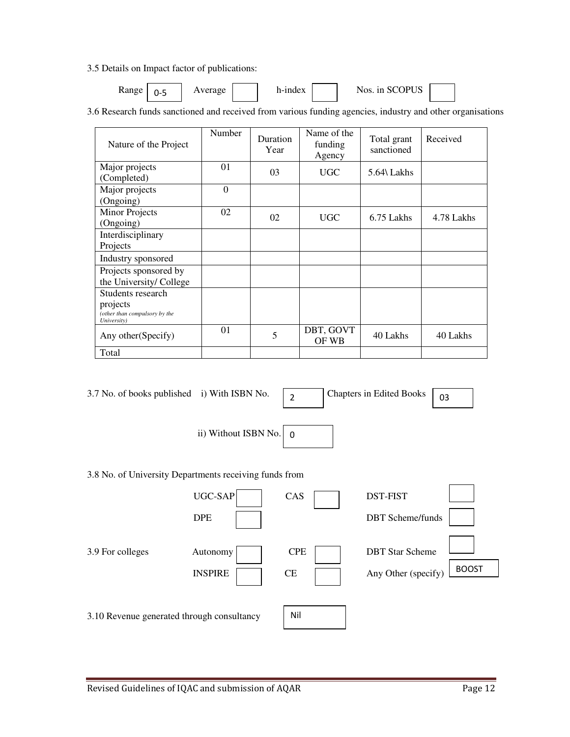3.5 Details on Impact factor of publications:

Range: 0-5 | Average: | h-index: | Nos. in SCOPUS:

3.6 Research funds sanctioned and received from various funding agencies, industry and other organisations

| Nature of the Project | Number | Duration Year | Name of the funding Agency | Total grant sanctioned | Received |
|---|---|---|---|---|---|
| Major projects (Completed) | 01 | 03 | UGC | 5.64\ Lakhs | |
| Major projects (Ongoing) | 0 | | | | |
| Minor Projects (Ongoing) | 02 | 02 | UGC | 6.75 Lakhs | 4.78 Lakhs |
| Interdisciplinary Projects | | | | | |
| Industry sponsored | | | | | |
| Projects sponsored by the University/ College | | | | | |
| Students research projects *(other than compulsory by the University)* | | | | | |
| Any other(Specify) | 01 | 5 | DBT, GOVT OF WB | 40 Lakhs | 40 Lakhs |
| Total | | | | | |

3.7 No. of books published i) With ISBN No. 2 Chapters in Edited Books 03

ii) Without ISBN No. 0

3.8 No. of University Departments receiving funds from

UGC-SAP: | CAS: | DST-FIST:

DPE: | DBT Scheme/funds:

3.9 For colleges

Autonomy: | CPE: | DBT Star Scheme:

INSPIRE: | CE: | Any Other (specify): BOOST

3.10 Revenue generated through consultancy: Nil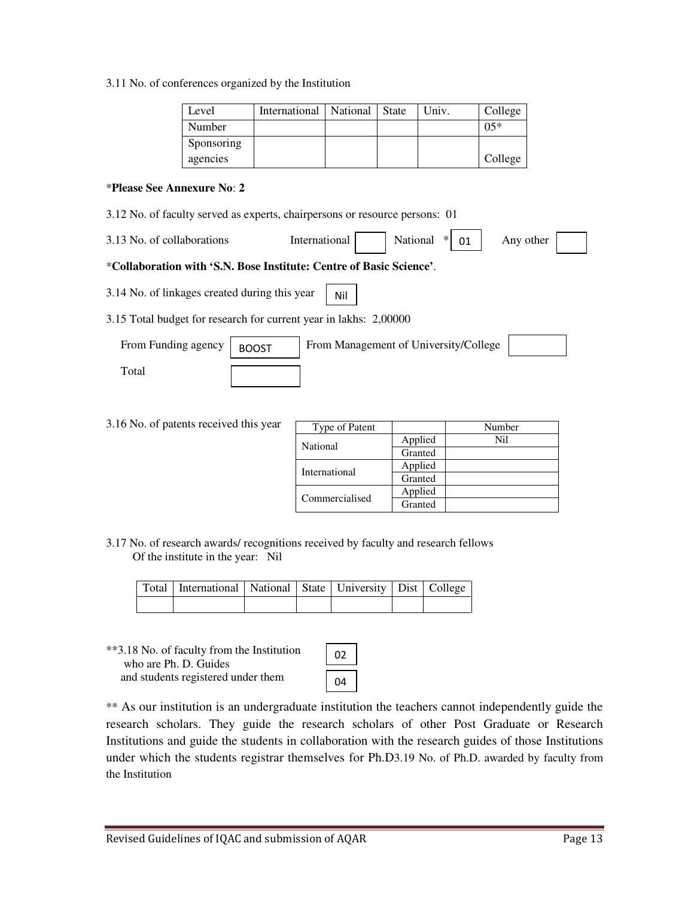3.11 No. of conferences organized by the Institution

| Level | International | National | State | Univ. | College |
|---|---|---|---|---|---|
| Number | | | | | 05* |
| Sponsoring agencies | | | | | College |

*Please See Annexure No: 2**

3.12 No. of faculty served as experts, chairpersons or resource persons: 01

3.13 No. of collaborations International [ ] National * [01] Any other [ ]

***Collaboration with 'S.N. Bose Institute: Centre of Basic Science'**.

3.14 No. of linkages created during this year [Nil]

3.15 Total budget for research for current year in lakhs: 2,00000

From Funding agency [BOOST] From Management of University/College [ ]

Total [ ]

3.16 No. of patents received this year

| Type of Patent | | Number |
|---|---|---|
| National | Applied | Nil |
| | Granted | |
| International | Applied | |
| | Granted | |
| Commercialised | Applied | |
| | Granted | |

3.17 No. of research awards/ recognitions received by faculty and research fellows Of the institute in the year: Nil

| Total | International | National | State | University | Dist | College |
|---|---|---|---|---|---|---|
| | | | | | | |

**3.18 No. of faculty from the Institution who are Ph. D. Guides [02]
and students registered under them [04]

** As our institution is an undergraduate institution the teachers cannot independently guide the research scholars. They guide the research scholars of other Post Graduate or Research Institutions and guide the students in collaboration with the research guides of those Institutions under which the students registrar themselves for Ph.D3.19 No. of Ph.D. awarded by faculty from the Institution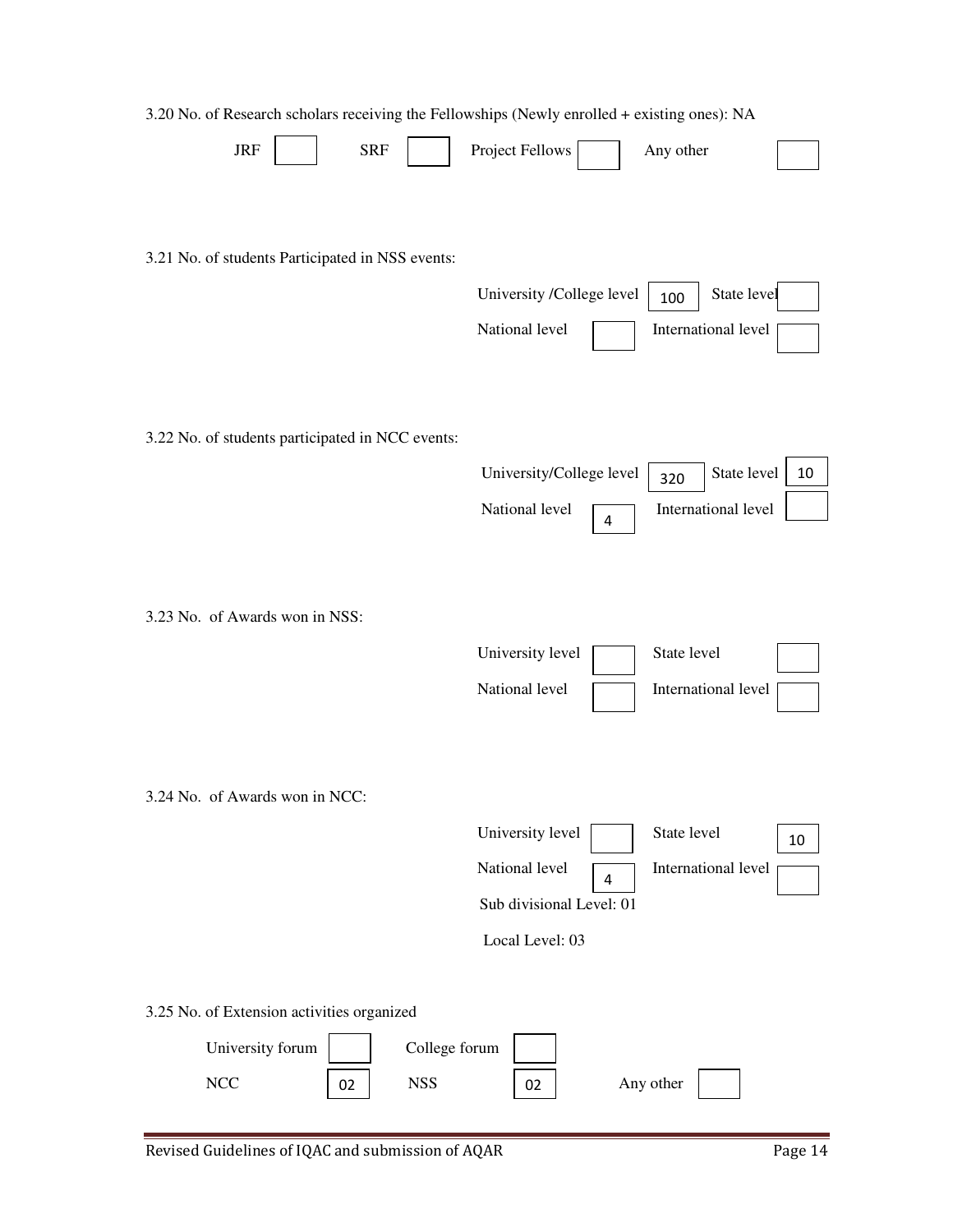3.20 No. of Research scholars receiving the Fellowships (Newly enrolled + existing ones): NA

| JRF | | SRF | | Project Fellows | | Any other | |
|---|---|---|---|---|---|---|---|

3.21 No. of students Participated in NSS events:

| | | | |
|---|---|---|---|
| University /College level | 100 | State level | |
| National level | | International level | |

3.22 No. of students participated in NCC events:

| | | | |
|---|---|---|---|
| University/College level | 320 | State level | 10 |
| National level | 4 | International level | |

3.23 No. of Awards won in NSS:

| | | | |
|---|---|---|---|
| University level | | State level | |
| National level | | International level | |

3.24 No. of Awards won in NCC:

| | | | |
|---|---|---|---|
| University level | | State level | 10 |
| National level | 4 | International level | |

Sub divisional Level: 01

Local Level: 03

3.25 No. of Extension activities organized

| | | | | | |
|---|---|---|---|---|---|
| University forum | | College forum | | | |
| NCC | 02 | NSS | 02 | Any other | |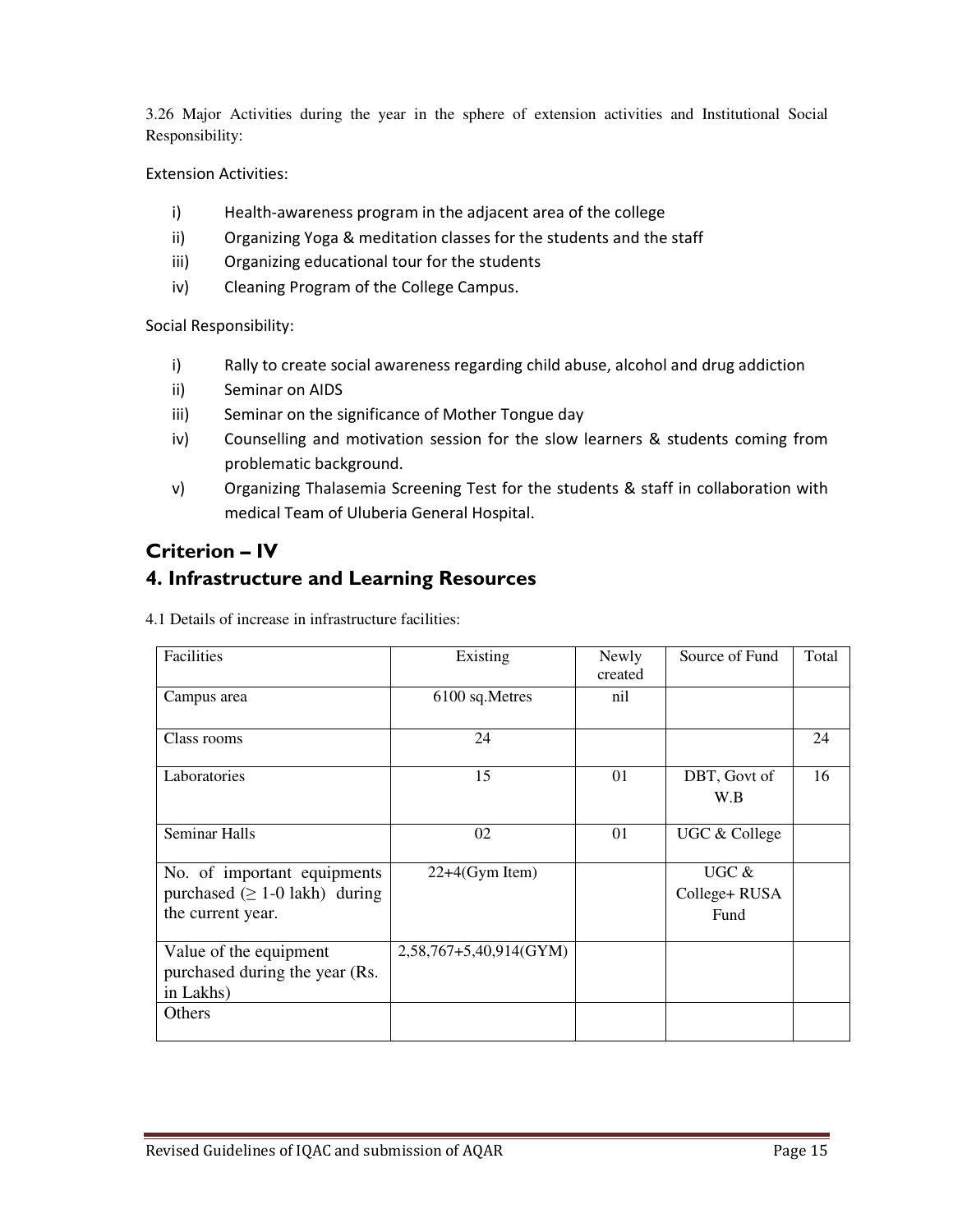3.26 Major Activities during the year in the sphere of extension activities and Institutional Social Responsibility:

Extension Activities:

i) Health-awareness program in the adjacent area of the college
ii) Organizing Yoga & meditation classes for the students and the staff
iii) Organizing educational tour for the students
iv) Cleaning Program of the College Campus.

Social Responsibility:

i) Rally to create social awareness regarding child abuse, alcohol and drug addiction
ii) Seminar on AIDS
iii) Seminar on the significance of Mother Tongue day
iv) Counselling and motivation session for the slow learners & students coming from problematic background.
v) Organizing Thalasemia Screening Test for the students & staff in collaboration with medical Team of Uluberia General Hospital.

## Criterion – IV

## 4. Infrastructure and Learning Resources

4.1 Details of increase in infrastructure facilities:

| Facilities | Existing | Newly created | Source of Fund | Total |
|---|---|---|---|---|
| Campus area | 6100 sq.Metres | nil | | |
| Class rooms | 24 | | | 24 |
| Laboratories | 15 | 01 | DBT, Govt of W.B | 16 |
| Seminar Halls | 02 | 01 | UGC & College | |
| No. of important equipments purchased (≥ 1-0 lakh) during the current year. | 22+4(Gym Item) | | UGC & College+ RUSA Fund | |
| Value of the equipment purchased during the year (Rs. in Lakhs) | 2,58,767+5,40,914(GYM) | | | |
| Others | | | | |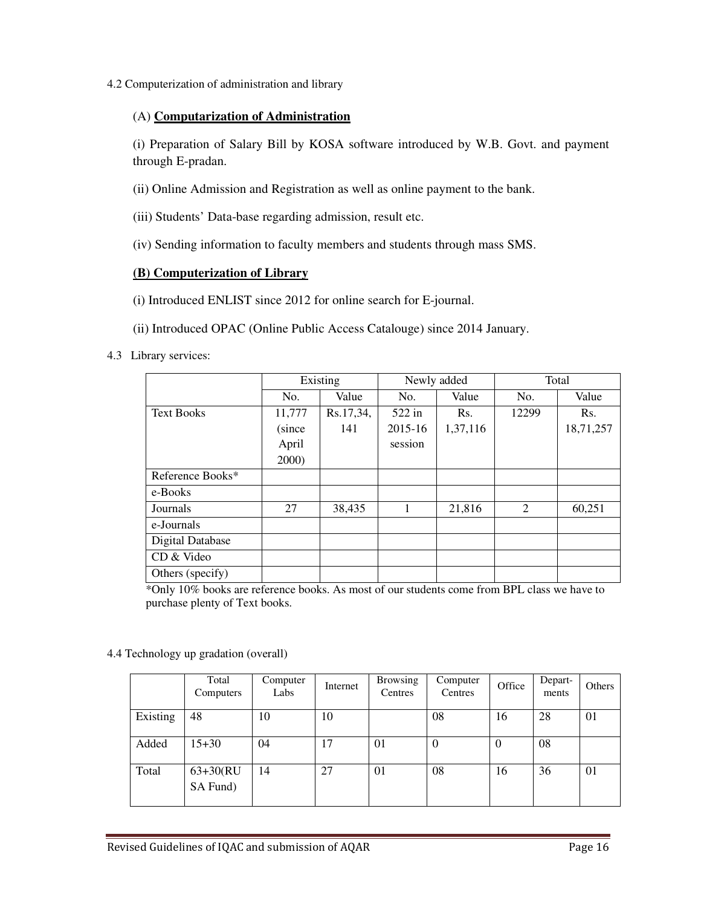4.2 Computerization of administration and library

(A) **Computarization of Administration**

(i) Preparation of Salary Bill by KOSA software introduced by W.B. Govt. and payment through E-pradan.

(ii) Online Admission and Registration as well as online payment to the bank.

(iii) Students' Data-base regarding admission, result etc.

(iv) Sending information to faculty members and students through mass SMS.

**(B) Computerization of Library**

(i) Introduced ENLIST since 2012 for online search for E-journal.

(ii) Introduced OPAC (Online Public Access Catalouge) since 2014 January.

4.3 Library services:

| | Existing | | Newly added | | Total | |
|---|---|---|---|---|---|---|
| | No. | Value | No. | Value | No. | Value |
| Text Books | 11,777 (since April 2000) | Rs.17,34, 141 | 522 in 2015-16 session | Rs. 1,37,116 | 12299 | Rs. 18,71,257 |
| Reference Books* | | | | | | |
| e-Books | | | | | | |
| Journals | 27 | 38,435 | 1 | 21,816 | 2 | 60,251 |
| e-Journals | | | | | | |
| Digital Database | | | | | | |
| CD & Video | | | | | | |
| Others (specify) | | | | | | |

*Only 10% books are reference books. As most of our students come from BPL class we have to purchase plenty of Text books.

4.4 Technology up gradation (overall)

| | Total Computers | Computer Labs | Internet | Browsing Centres | Computer Centres | Office | Depart-ments | Others |
|---|---|---|---|---|---|---|---|---|
| Existing | 48 | 10 | 10 | | 08 | 16 | 28 | 01 |
| Added | 15+30 | 04 | 17 | 01 | 0 | 0 | 08 | |
| Total | 63+30(RUSA Fund) | 14 | 27 | 01 | 08 | 16 | 36 | 01 |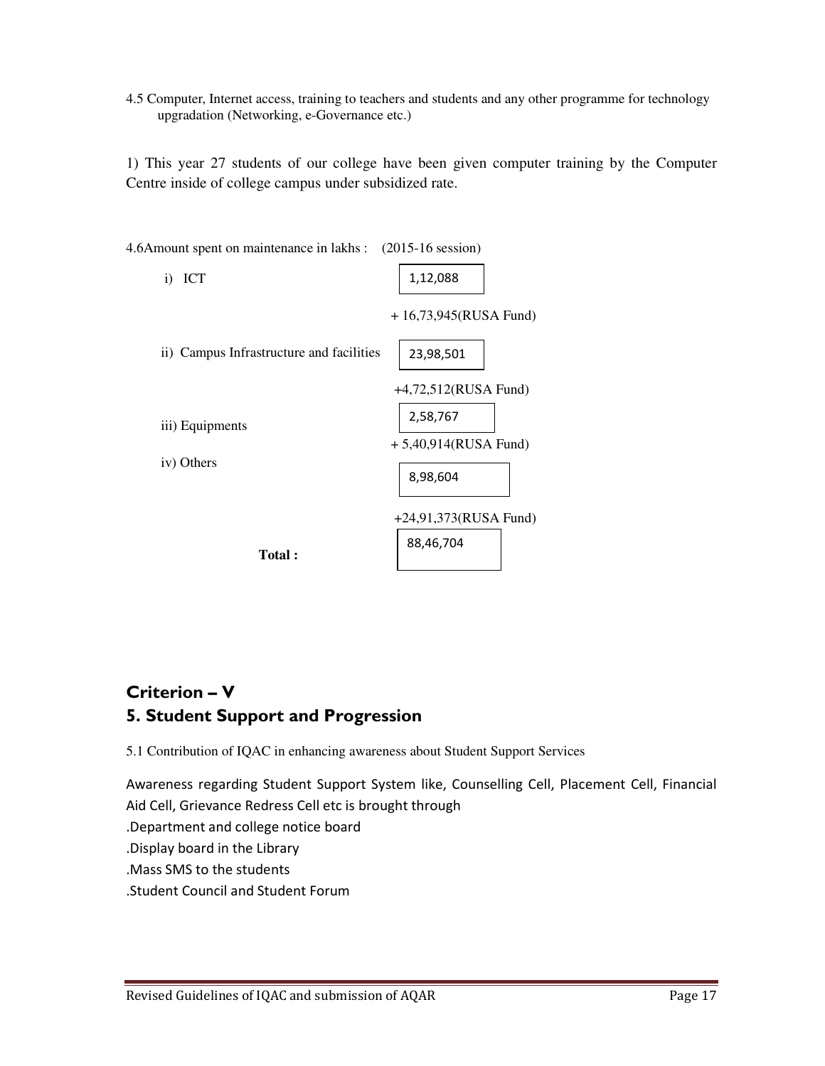4.5 Computer, Internet access, training to teachers and students and any other programme for technology upgradation (Networking, e-Governance etc.)

1) This year 27 students of our college have been given computer training by the Computer Centre inside of college campus under subsidized rate.

4.6Amount spent on maintenance in lakhs : (2015-16 session)

| Item | Amount |
|---|---|
| i) ICT | 1,12,088 + 16,73,945(RUSA Fund) |
| ii) Campus Infrastructure and facilities | 23,98,501 +4,72,512(RUSA Fund) |
| iii) Equipments | 2,58,767 + 5,40,914(RUSA Fund) |
| iv) Others | 8,98,604 +24,91,373(RUSA Fund) |
| **Total :** | 88,46,704 |

## Criterion – V
## 5. Student Support and Progression

5.1 Contribution of IQAC in enhancing awareness about Student Support Services

Awareness regarding Student Support System like, Counselling Cell, Placement Cell, Financial Aid Cell, Grievance Redress Cell etc is brought through

.Department and college notice board

.Display board in the Library

.Mass SMS to the students

.Student Council and Student Forum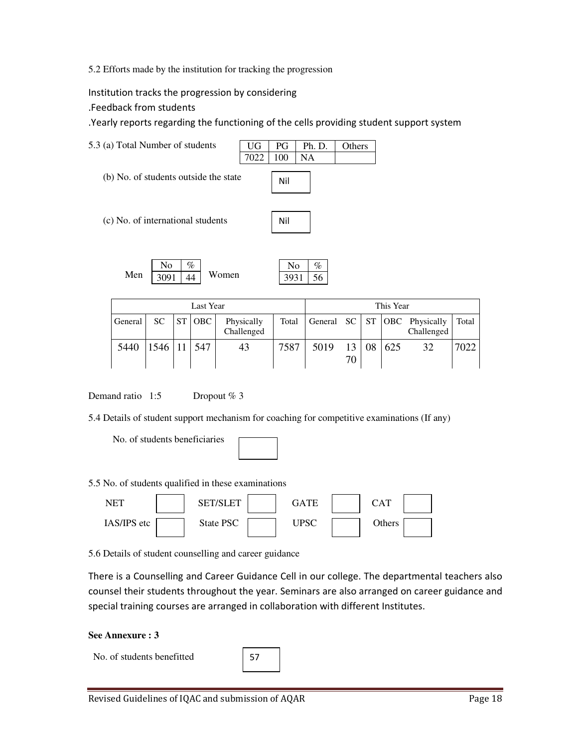5.2 Efforts made by the institution for tracking the progression

Institution tracks the progression by considering

.Feedback from students

.Yearly reports regarding the functioning of the cells providing student support system

5.3 (a) Total Number of students

| UG | PG | Ph. D. | Others |
|---|---|---|---|
| 7022 | 100 | NA | |

(b) No. of students outside the state: Nil

(c) No. of international students: Nil

| | No | % |
|---|---|---|
| Men | 3091 | 44 |
| Women | 3931 | 56 |

| Last Year | | | | | | This Year | | | | | |
|---|---|---|---|---|---|---|---|---|---|---|---|
| General | SC | ST | OBC | Physically Challenged | Total | General | SC | ST | OBC | Physically Challenged | Total |
| 5440 | 1546 | 11 | 547 | 43 | 7587 | 5019 | 1370 | 08 | 625 | 32 | 7022 |

Demand ratio 1:5 Dropout % 3

5.4 Details of student support mechanism for coaching for competitive examinations (If any)

No. of students beneficiaries

5.5 No. of students qualified in these examinations

| NET | | SET/SLET | | GATE | | CAT | |
|---|---|---|---|---|---|---|---|
| IAS/IPS etc | | State PSC | | UPSC | | Others | |

5.6 Details of student counselling and career guidance

There is a Counselling and Career Guidance Cell in our college. The departmental teachers also counsel their students throughout the year. Seminars are also arranged on career guidance and special training courses are arranged in collaboration with different Institutes.

**See Annexure : 3**

No. of students benefitted: 57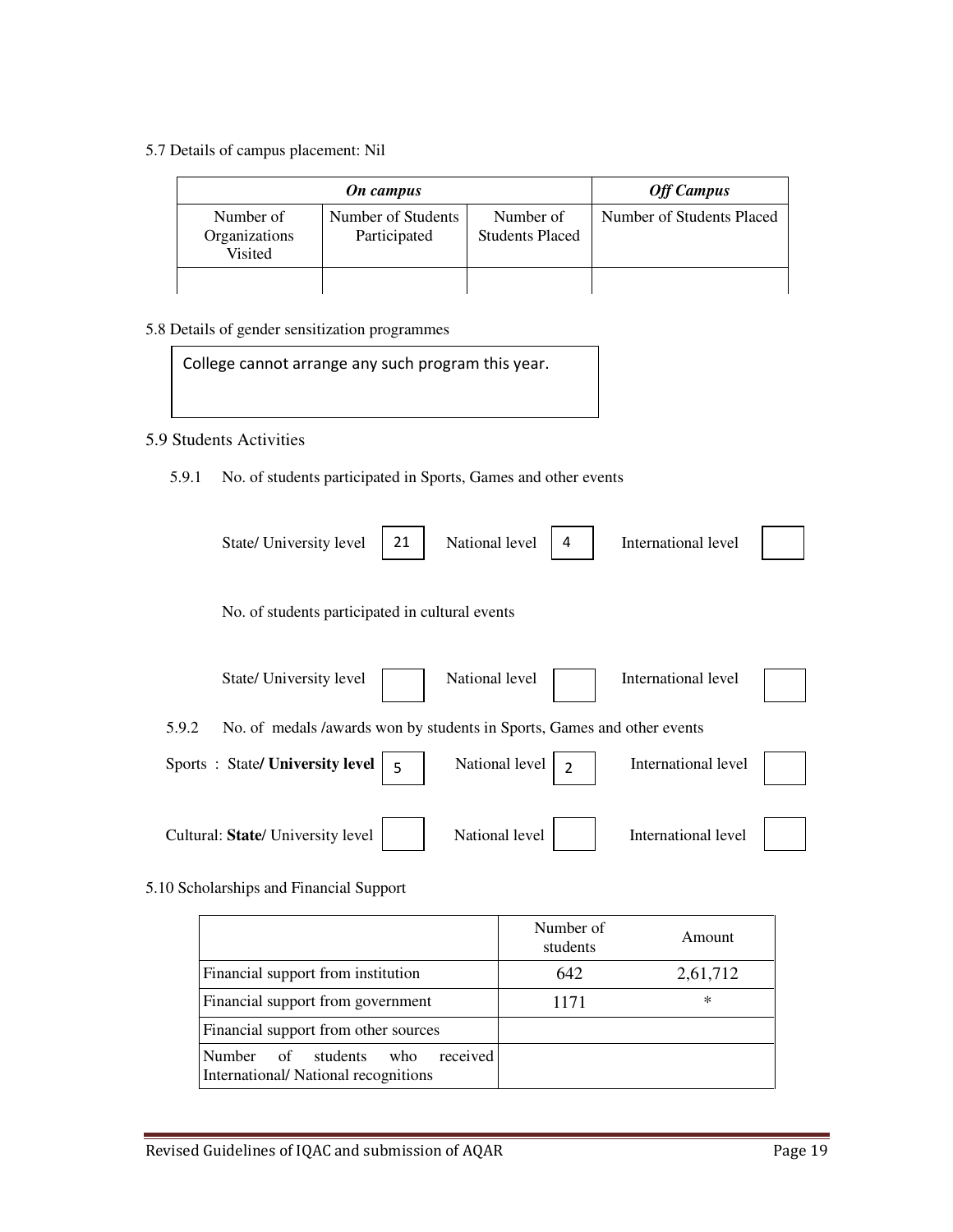5.7 Details of campus placement: Nil

| ***On campus*** | | | ***Off Campus*** |
|---|---|---|---|
| Number of Organizations Visited | Number of Students Participated | Number of Students Placed | Number of Students Placed |
| | | | |

5.8 Details of gender sensitization programmes

College cannot arrange any such program this year.

5.9 Students Activities

5.9.1 No. of students participated in Sports, Games and other events

State/ University level 21 National level 4 International level

No. of students participated in cultural events

State/ University level National level International level

5.9.2 No. of medals /awards won by students in Sports, Games and other events

Sports : State**/ University level** 5 National level 2 International level

Cultural: **State/** University level National level International level

5.10 Scholarships and Financial Support

| | Number of students | Amount |
|---|---|---|
| Financial support from institution | 642 | 2,61,712 |
| Financial support from government | 1171 | * |
| Financial support from other sources | | |
| Number of students who received International/ National recognitions | | |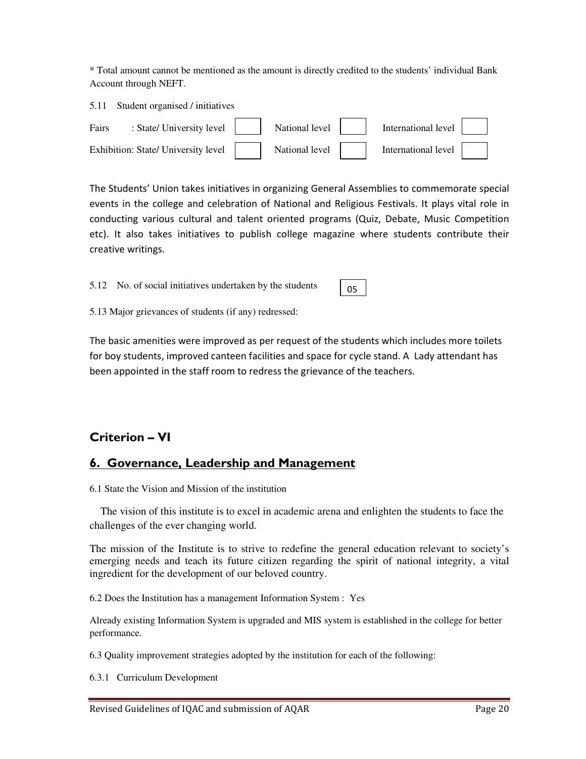* Total amount cannot be mentioned as the amount is directly credited to the students' individual Bank Account through NEFT.

5.11 Student organised / initiatives

| | | | | | | |
|---|---|---|---|---|---|---|
| Fairs | : State/ University level | | National level | | International level | |
| Exhibition: | State/ University level | | National level | | International level | |

The Students' Union takes initiatives in organizing General Assemblies to commemorate special events in the college and celebration of National and Religious Festivals. It plays vital role in conducting various cultural and talent oriented programs (Quiz, Debate, Music Competition etc). It also takes initiatives to publish college magazine where students contribute their creative writings.

5.12 No. of social initiatives undertaken by the students: 05

5.13 Major grievances of students (if any) redressed:

The basic amenities were improved as per request of the students which includes more toilets for boy students, improved canteen facilities and space for cycle stand. A Lady attendant has been appointed in the staff room to redress the grievance of the teachers.

## Criterion – VI

## 6. Governance, Leadership and Management

6.1 State the Vision and Mission of the institution

The vision of this institute is to excel in academic arena and enlighten the students to face the challenges of the ever changing world.

The mission of the Institute is to strive to redefine the general education relevant to society's emerging needs and teach its future citizen regarding the spirit of national integrity, a vital ingredient for the development of our beloved country.

6.2 Does the Institution has a management Information System : Yes

Already existing Information System is upgraded and MIS system is established in the college for better performance.

6.3 Quality improvement strategies adopted by the institution for each of the following:

6.3.1 Curriculum Development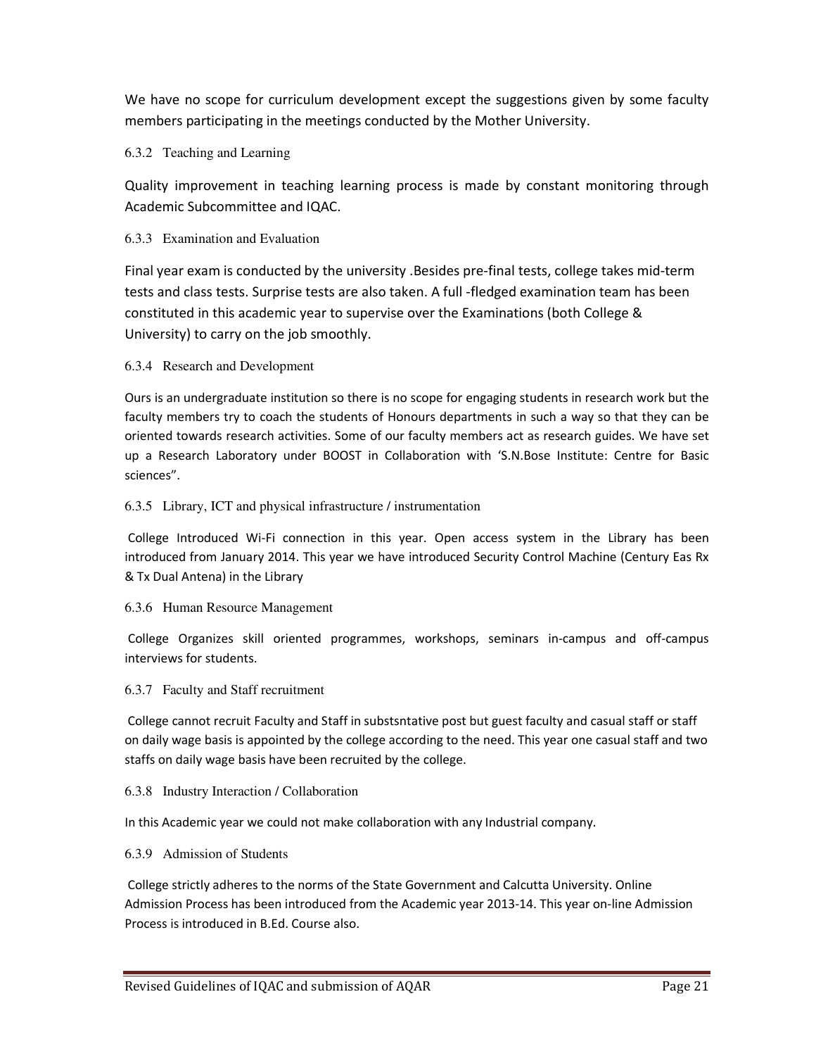We have no scope for curriculum development except the suggestions given by some faculty members participating in the meetings conducted by the Mother University.

### 6.3.2 Teaching and Learning

Quality improvement in teaching learning process is made by constant monitoring through Academic Subcommittee and IQAC.

### 6.3.3 Examination and Evaluation

Final year exam is conducted by the university .Besides pre-final tests, college takes mid-term tests and class tests. Surprise tests are also taken. A full -fledged examination team has been constituted in this academic year to supervise over the Examinations (both College & University) to carry on the job smoothly.

### 6.3.4 Research and Development

Ours is an undergraduate institution so there is no scope for engaging students in research work but the faculty members try to coach the students of Honours departments in such a way so that they can be oriented towards research activities. Some of our faculty members act as research guides. We have set up a Research Laboratory under BOOST in Collaboration with 'S.N.Bose Institute: Centre for Basic sciences".

### 6.3.5 Library, ICT and physical infrastructure / instrumentation

College Introduced Wi-Fi connection in this year. Open access system in the Library has been introduced from January 2014. This year we have introduced Security Control Machine (Century Eas Rx & Tx Dual Antena) in the Library

### 6.3.6 Human Resource Management

College Organizes skill oriented programmes, workshops, seminars in-campus and off-campus interviews for students.

### 6.3.7 Faculty and Staff recruitment

College cannot recruit Faculty and Staff in substsntative post but guest faculty and casual staff or staff on daily wage basis is appointed by the college according to the need. This year one casual staff and two staffs on daily wage basis have been recruited by the college.

### 6.3.8 Industry Interaction / Collaboration

In this Academic year we could not make collaboration with any Industrial company.

### 6.3.9 Admission of Students

College strictly adheres to the norms of the State Government and Calcutta University. Online Admission Process has been introduced from the Academic year 2013-14. This year on-line Admission Process is introduced in B.Ed. Course also.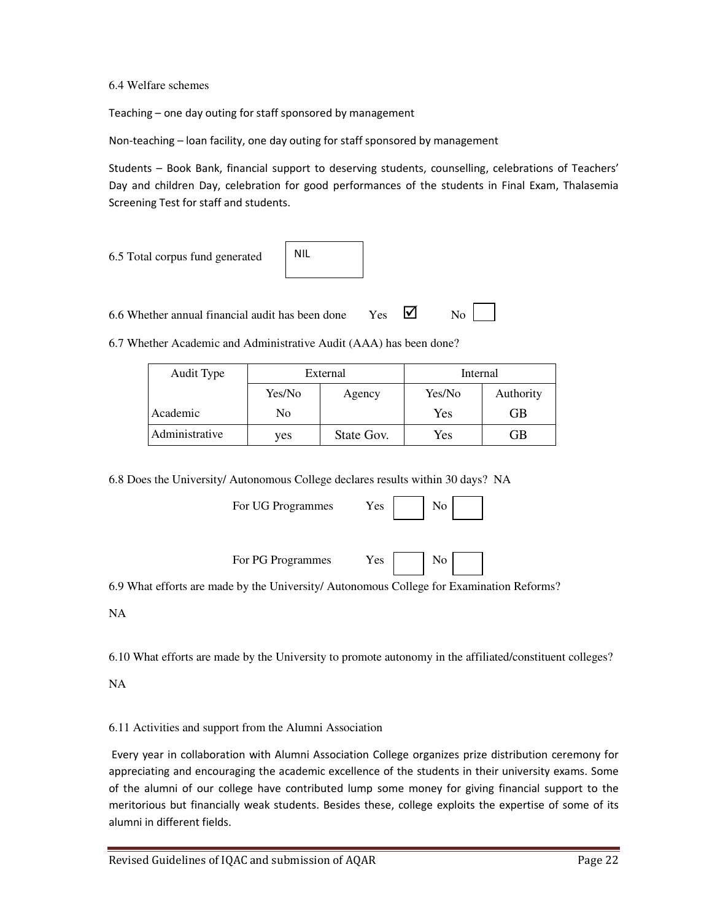6.4 Welfare schemes

Teaching – one day outing for staff sponsored by management

Non-teaching – loan facility, one day outing for staff sponsored by management

Students – Book Bank, financial support to deserving students, counselling, celebrations of Teachers' Day and children Day, celebration for good performances of the students in Final Exam, Thalasemia Screening Test for staff and students.

6.5 Total corpus fund generated: NIL

6.6 Whether annual financial audit has been done Yes ☑ No ☐

6.7 Whether Academic and Administrative Audit (AAA) has been done?

| Audit Type | External | | Internal | |
|---|---|---|---|---|
| | Yes/No | Agency | Yes/No | Authority |
| Academic | No | | Yes | GB |
| Administrative | yes | State Gov. | Yes | GB |

6.8 Does the University/ Autonomous College declares results within 30 days? NA

For UG Programmes Yes ☐ No ☐

For PG Programmes Yes ☐ No ☐

6.9 What efforts are made by the University/ Autonomous College for Examination Reforms?

NA

6.10 What efforts are made by the University to promote autonomy in the affiliated/constituent colleges?

NA

6.11 Activities and support from the Alumni Association

Every year in collaboration with Alumni Association College organizes prize distribution ceremony for appreciating and encouraging the academic excellence of the students in their university exams. Some of the alumni of our college have contributed lump some money for giving financial support to the meritorious but financially weak students. Besides these, college exploits the expertise of some of its alumni in different fields.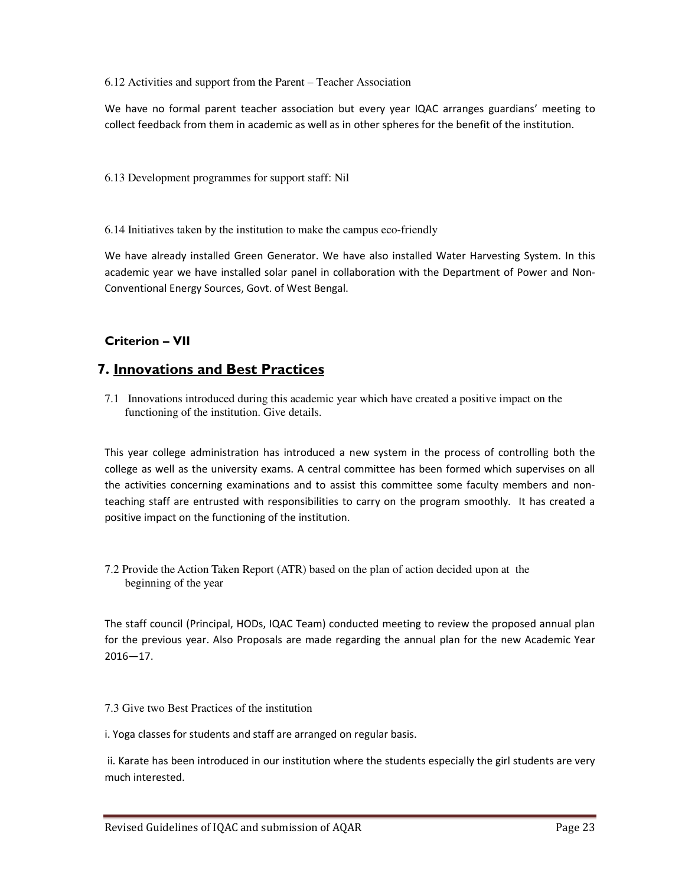6.12 Activities and support from the Parent – Teacher Association

We have no formal parent teacher association but every year IQAC arranges guardians' meeting to collect feedback from them in academic as well as in other spheres for the benefit of the institution.

6.13 Development programmes for support staff: Nil

6.14 Initiatives taken by the institution to make the campus eco-friendly

We have already installed Green Generator. We have also installed Water Harvesting System. In this academic year we have installed solar panel in collaboration with the Department of Power and Non-Conventional Energy Sources, Govt. of West Bengal.

**Criterion – VII**

## 7. Innovations and Best Practices

7.1 Innovations introduced during this academic year which have created a positive impact on the functioning of the institution. Give details.

This year college administration has introduced a new system in the process of controlling both the college as well as the university exams. A central committee has been formed which supervises on all the activities concerning examinations and to assist this committee some faculty members and non-teaching staff are entrusted with responsibilities to carry on the program smoothly. It has created a positive impact on the functioning of the institution.

7.2 Provide the Action Taken Report (ATR) based on the plan of action decided upon at the beginning of the year

The staff council (Principal, HODs, IQAC Team) conducted meeting to review the proposed annual plan for the previous year. Also Proposals are made regarding the annual plan for the new Academic Year 2016—17.

7.3 Give two Best Practices of the institution

i. Yoga classes for students and staff are arranged on regular basis.

ii. Karate has been introduced in our institution where the students especially the girl students are very much interested.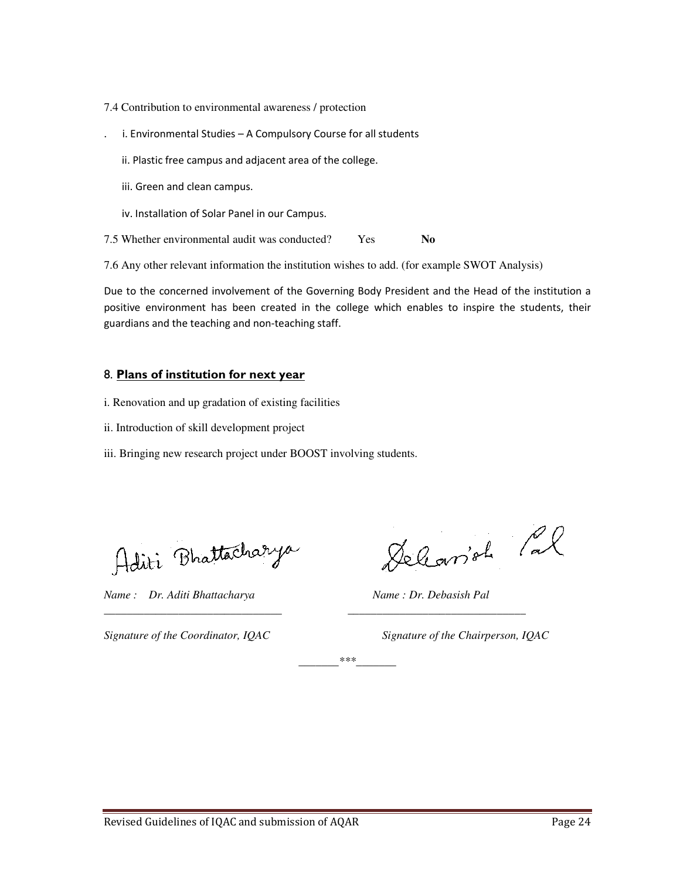7.4 Contribution to environmental awareness / protection

. i. Environmental Studies – A Compulsory Course for all students

ii. Plastic free campus and adjacent area of the college.

iii. Green and clean campus.

iv. Installation of Solar Panel in our Campus.

7.5 Whether environmental audit was conducted? Yes **No**

7.6 Any other relevant information the institution wishes to add. (for example SWOT Analysis)

Due to the concerned involvement of the Governing Body President and the Head of the institution a positive environment has been created in the college which enables to inspire the students, their guardians and the teaching and non-teaching staff.

## 8. **Plans of institution for next year**

i. Renovation and up gradation of existing facilities

ii. Introduction of skill development project

iii. Bringing new research project under BOOST involving students.

Aditi Bhattacharya

*Name : Dr. Aditi Bhattacharya*

_______________________________

*Signature of the Coordinator, IQAC*

Debasish Pal

*Name : Dr. Debasish Pal*

_______________________________

*Signature of the Chairperson, IQAC*

_______***_______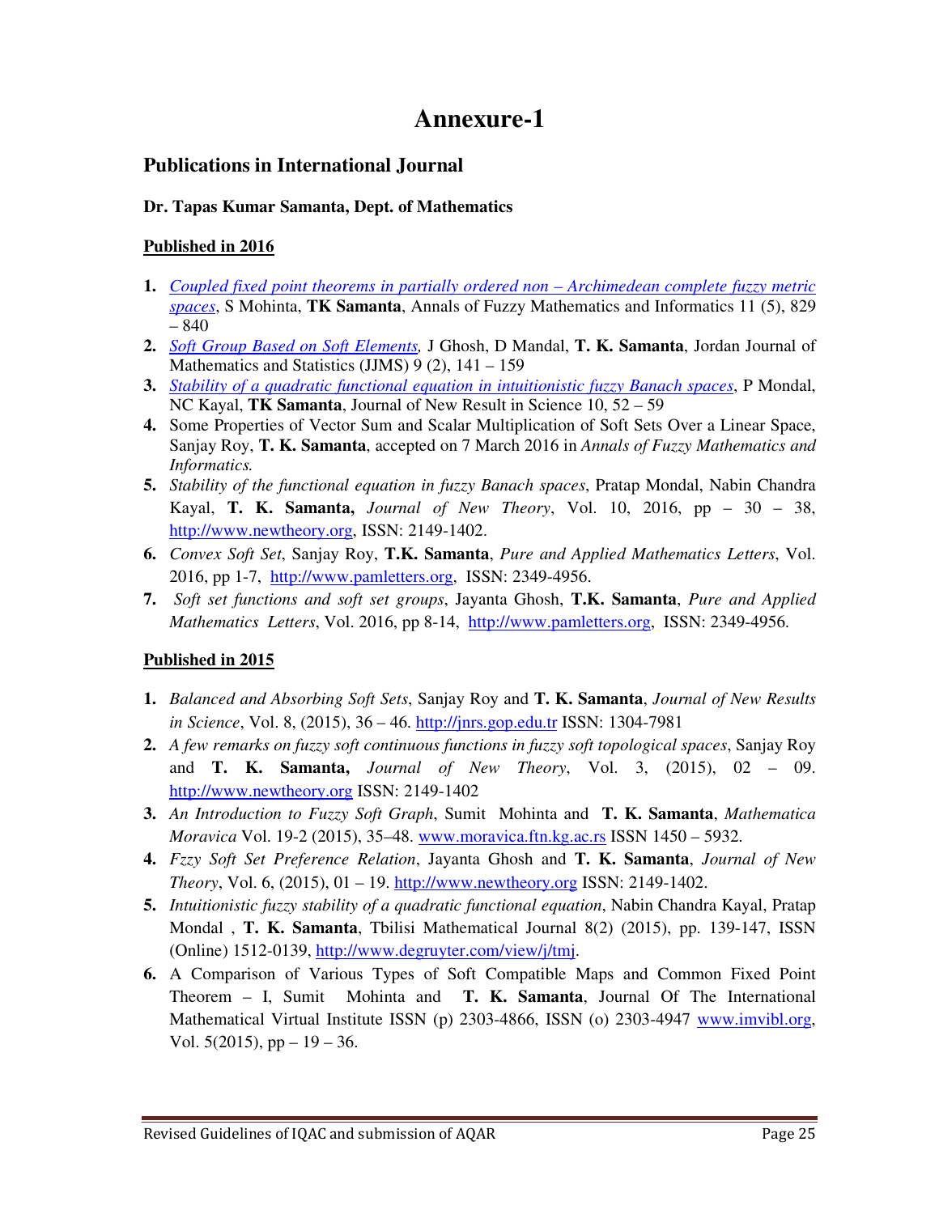# Annexure-1

## Publications in International Journal

**Dr. Tapas Kumar Samanta, Dept. of Mathematics**

**Published in 2016**

1. *Coupled fixed point theorems in partially ordered non – Archimedean complete fuzzy metric spaces*, S Mohinta, **TK Samanta**, Annals of Fuzzy Mathematics and Informatics 11 (5), 829 – 840
2. *Soft Group Based on Soft Elements,* J Ghosh, D Mandal, **T. K. Samanta**, Jordan Journal of Mathematics and Statistics (JJMS) 9 (2), 141 – 159
3. *Stability of a quadratic functional equation in intuitionistic fuzzy Banach spaces*, P Mondal, NC Kayal, **TK Samanta**, Journal of New Result in Science 10, 52 – 59
4. Some Properties of Vector Sum and Scalar Multiplication of Soft Sets Over a Linear Space, Sanjay Roy, **T. K. Samanta**, accepted on 7 March 2016 in *Annals of Fuzzy Mathematics and Informatics.*
5. *Stability of the functional equation in fuzzy Banach spaces*, Pratap Mondal, Nabin Chandra Kayal, **T. K. Samanta,** *Journal of New Theory*, Vol. 10, 2016, pp – 30 – 38, http://www.newtheory.org, ISSN: 2149-1402.
6. *Convex Soft Set*, Sanjay Roy, **T.K. Samanta**, *Pure and Applied Mathematics Letters*, Vol. 2016, pp 1-7, http://www.pamletters.org, ISSN: 2349-4956.
7. *Soft set functions and soft set groups*, Jayanta Ghosh, **T.K. Samanta**, *Pure and Applied Mathematics Letters*, Vol. 2016, pp 8-14, http://www.pamletters.org, ISSN: 2349-4956.

**Published in 2015**

1. *Balanced and Absorbing Soft Sets*, Sanjay Roy and **T. K. Samanta**, *Journal of New Results in Science*, Vol. 8, (2015), 36 – 46. http://jnrs.gop.edu.tr ISSN: 1304-7981
2. *A few remarks on fuzzy soft continuous functions in fuzzy soft topological spaces*, Sanjay Roy and **T. K. Samanta,** *Journal of New Theory*, Vol. 3, (2015), 02 – 09. http://www.newtheory.org ISSN: 2149-1402
3. *An Introduction to Fuzzy Soft Graph*, Sumit Mohinta and **T. K. Samanta**, *Mathematica Moravica* Vol. 19-2 (2015), 35–48. www.moravica.ftn.kg.ac.rs ISSN 1450 – 5932.
4. *Fzzy Soft Set Preference Relation*, Jayanta Ghosh and **T. K. Samanta**, *Journal of New Theory*, Vol. 6, (2015), 01 – 19. http://www.newtheory.org ISSN: 2149-1402.
5. *Intuitionistic fuzzy stability of a quadratic functional equation*, Nabin Chandra Kayal, Pratap Mondal , **T. K. Samanta**, Tbilisi Mathematical Journal 8(2) (2015), pp. 139-147, ISSN (Online) 1512-0139, http://www.degruyter.com/view/j/tmj.
6. A Comparison of Various Types of Soft Compatible Maps and Common Fixed Point Theorem – I, Sumit Mohinta and **T. K. Samanta**, Journal Of The International Mathematical Virtual Institute ISSN (p) 2303-4866, ISSN (o) 2303-4947 www.imvibl.org, Vol. 5(2015), pp – 19 – 36.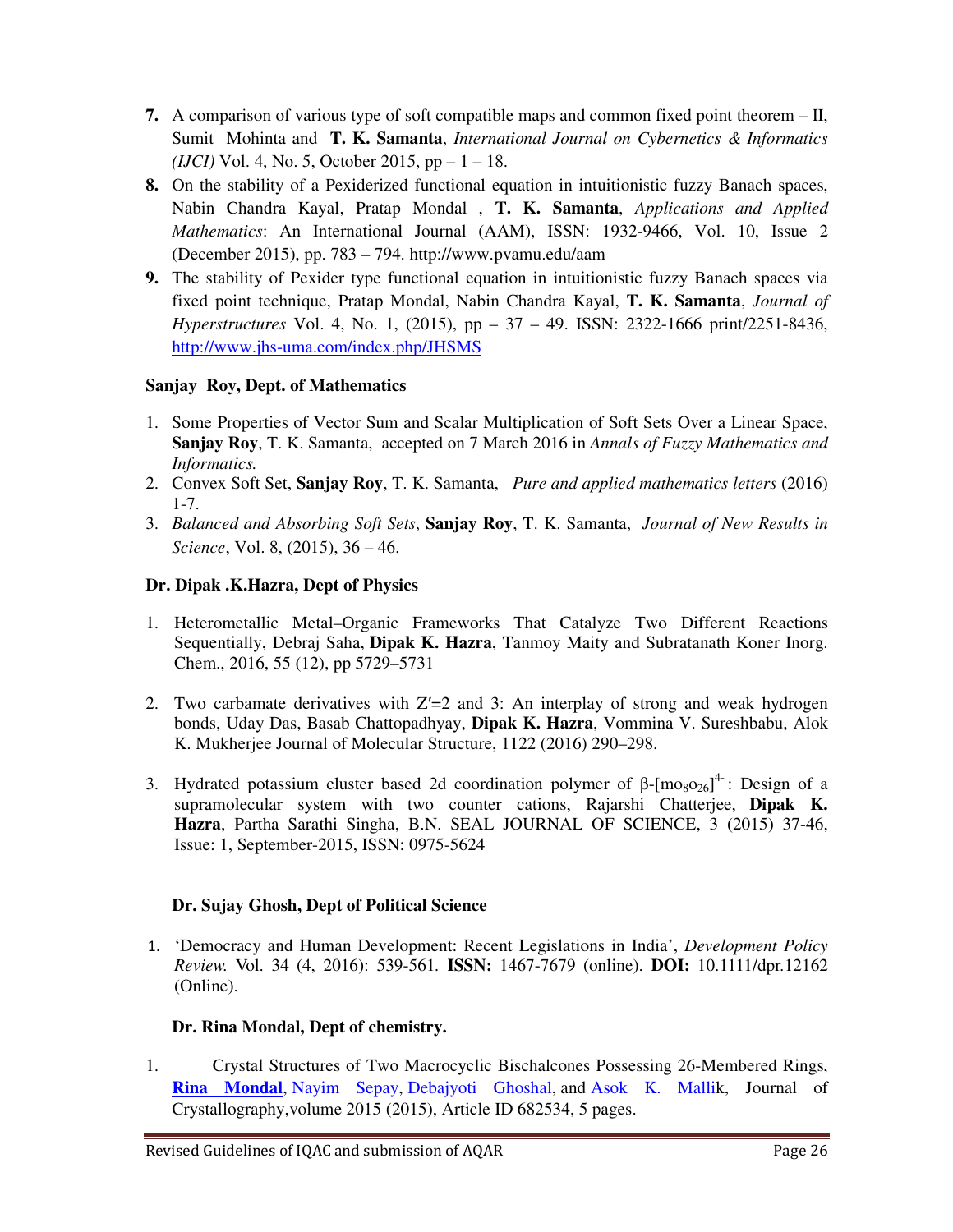7. A comparison of various type of soft compatible maps and common fixed point theorem – II, Sumit Mohinta and **T. K. Samanta**, *International Journal on Cybernetics & Informatics (IJCI)* Vol. 4, No. 5, October 2015, pp – 1 – 18.
8. On the stability of a Pexiderized functional equation in intuitionistic fuzzy Banach spaces, Nabin Chandra Kayal, Pratap Mondal , **T. K. Samanta**, *Applications and Applied Mathematics*: An International Journal (AAM), ISSN: 1932-9466, Vol. 10, Issue 2 (December 2015), pp. 783 – 794. http://www.pvamu.edu/aam
9. The stability of Pexider type functional equation in intuitionistic fuzzy Banach spaces via fixed point technique, Pratap Mondal, Nabin Chandra Kayal, **T. K. Samanta**, *Journal of Hyperstructures* Vol. 4, No. 1, (2015), pp – 37 – 49. ISSN: 2322-1666 print/2251-8436, http://www.jhs-uma.com/index.php/JHSMS

**Sanjay Roy, Dept. of Mathematics**

1. Some Properties of Vector Sum and Scalar Multiplication of Soft Sets Over a Linear Space, **Sanjay Roy**, T. K. Samanta, accepted on 7 March 2016 in *Annals of Fuzzy Mathematics and Informatics.*
2. Convex Soft Set, **Sanjay Roy**, T. K. Samanta, *Pure and applied mathematics letters* (2016) 1-7.
3. *Balanced and Absorbing Soft Sets*, **Sanjay Roy**, T. K. Samanta, *Journal of New Results in Science*, Vol. 8, (2015), 36 – 46.

**Dr. Dipak .K.Hazra, Dept of Physics**

1. Heterometallic Metal–Organic Frameworks That Catalyze Two Different Reactions Sequentially, Debraj Saha, **Dipak K. Hazra**, Tanmoy Maity and Subratanath Koner Inorg. Chem., 2016, 55 (12), pp 5729–5731

2. Two carbamate derivatives with Z′=2 and 3: An interplay of strong and weak hydrogen bonds, Uday Das, Basab Chattopadhyay, **Dipak K. Hazra**, Vommina V. Sureshbabu, Alok K. Mukherjee Journal of Molecular Structure, 1122 (2016) 290–298.

3. Hydrated potassium cluster based 2d coordination polymer of β-$[mo_8o_{26}]^{4-}$: Design of a supramolecular system with two counter cations, Rajarshi Chatterjee, **Dipak K. Hazra**, Partha Sarathi Singha, B.N. SEAL JOURNAL OF SCIENCE, 3 (2015) 37-46, Issue: 1, September-2015, ISSN: 0975-5624

**Dr. Sujay Ghosh, Dept of Political Science**

1. 'Democracy and Human Development: Recent Legislations in India', *Development Policy Review.* Vol. 34 (4, 2016): 539-561. **ISSN:** 1467-7679 (online). **DOI:** 10.1111/dpr.12162 (Online).

**Dr. Rina Mondal, Dept of chemistry.**

1. Crystal Structures of Two Macrocyclic Bischalcones Possessing 26-Membered Rings, **Rina Mondal**, Nayim Sepay, Debajyoti Ghoshal, and Asok K. Mallik, Journal of Crystallography,volume 2015 (2015), Article ID 682534, 5 pages.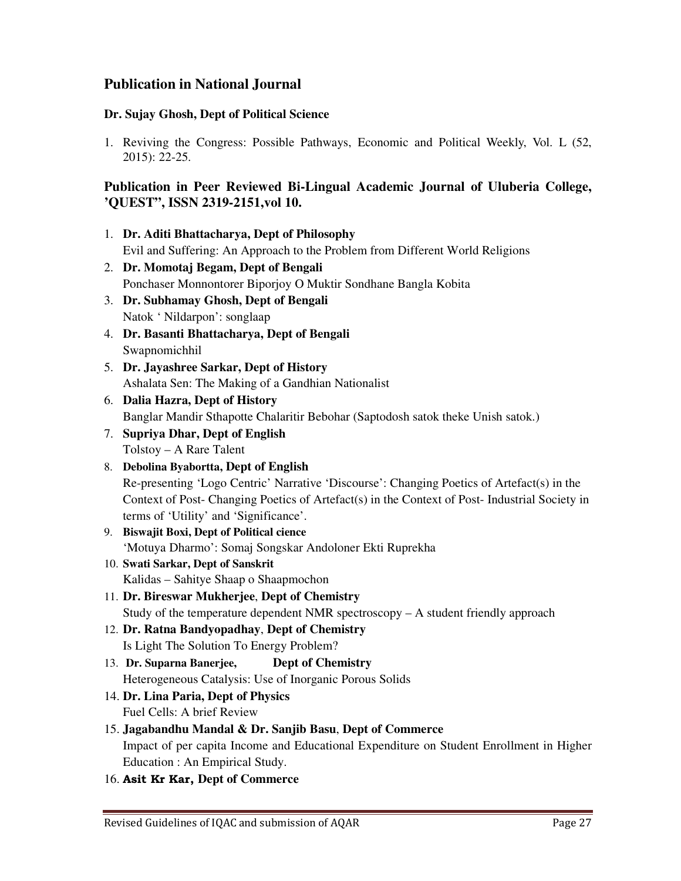## Publication in National Journal

**Dr. Sujay Ghosh, Dept of Political Science**

1. Reviving the Congress: Possible Pathways, Economic and Political Weekly, Vol. L (52, 2015): 22-25.

## Publication in Peer Reviewed Bi-Lingual Academic Journal of Uluberia College, 'QUEST", ISSN 2319-2151,vol 10.

1. **Dr. Aditi Bhattacharya, Dept of Philosophy**
   Evil and Suffering: An Approach to the Problem from Different World Religions
2. **Dr. Momotaj Begam, Dept of Bengali**
   Ponchaser Monnontorer Biporjoy O Muktir Sondhane Bangla Kobita
3. **Dr. Subhamay Ghosh, Dept of Bengali**
   Natok ' Nildarpon': songlaap
4. **Dr. Basanti Bhattacharya, Dept of Bengali**
   Swapnomichhil
5. **Dr. Jayashree Sarkar, Dept of History**
   Ashalata Sen: The Making of a Gandhian Nationalist
6. **Dalia Hazra, Dept of History**
   Banglar Mandir Sthapotte Chalaritir Bebohar (Saptodosh satok theke Unish satok.)
7. **Supriya Dhar, Dept of English**
   Tolstoy – A Rare Talent
8. **Debolina Byabortta, Dept of English**
   Re-presenting 'Logo Centric' Narrative 'Discourse': Changing Poetics of Artefact(s) in the Context of Post- Changing Poetics of Artefact(s) in the Context of Post- Industrial Society in terms of 'Utility' and 'Significance'.
9. **Biswajit Boxi, Dept of Political cience**
   'Motuya Dharmo': Somaj Songskar Andoloner Ekti Ruprekha
10. **Swati Sarkar, Dept of Sanskrit**
    Kalidas – Sahitye Shaap o Shaapmochon
11. **Dr. Bireswar Mukherjee**, **Dept of Chemistry**
    Study of the temperature dependent NMR spectroscopy – A student friendly approach
12. **Dr. Ratna Bandyopadhay**, **Dept of Chemistry**
    Is Light The Solution To Energy Problem?
13. **Dr. Suparna Banerjee, Dept of Chemistry**
    Heterogeneous Catalysis: Use of Inorganic Porous Solids
14. **Dr. Lina Paria, Dept of Physics**
    Fuel Cells: A brief Review
15. **Jagabandhu Mandal & Dr. Sanjib Basu**, **Dept of Commerce**
    Impact of per capita Income and Educational Expenditure on Student Enrollment in Higher Education : An Empirical Study.
16. **Asit Kr Kar, Dept of Commerce**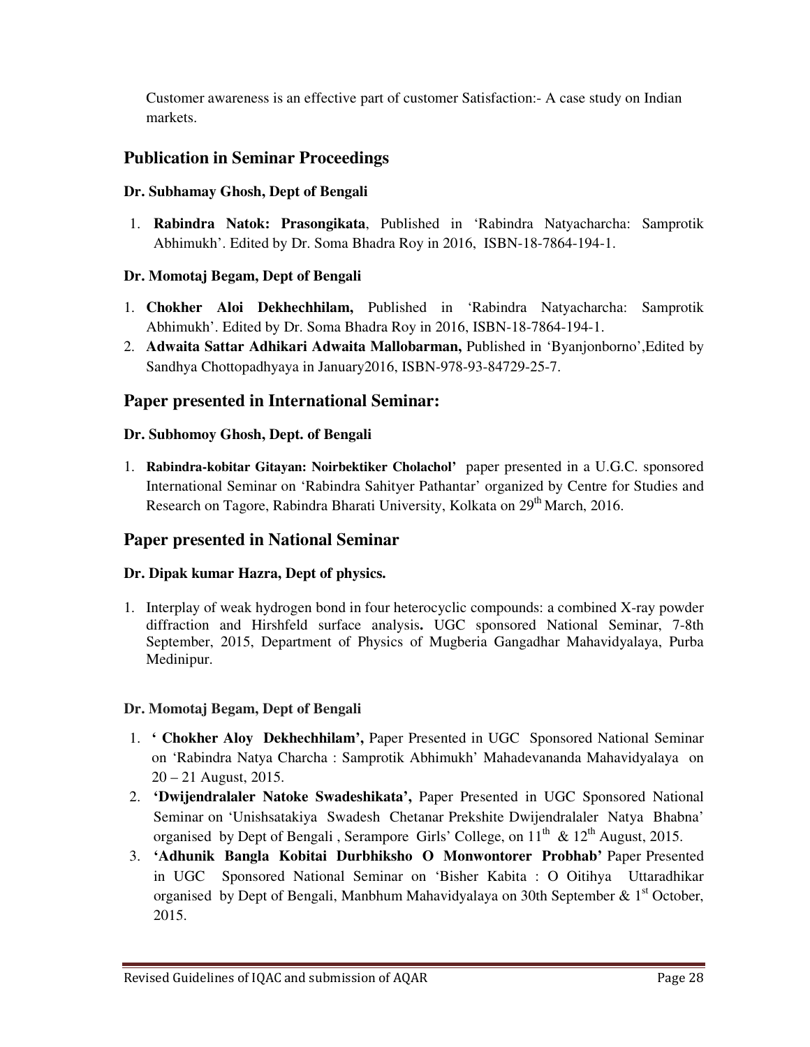Customer awareness is an effective part of customer Satisfaction:- A case study on Indian markets.

## Publication in Seminar Proceedings

**Dr. Subhamay Ghosh, Dept of Bengali**

1. **Rabindra Natok: Prasongikata**, Published in 'Rabindra Natyacharcha: Samprotik Abhimukh'. Edited by Dr. Soma Bhadra Roy in 2016, ISBN-18-7864-194-1.

**Dr. Momotaj Begam, Dept of Bengali**

1. **Chokher Aloi Dekhechhilam,** Published in 'Rabindra Natyacharcha: Samprotik Abhimukh'. Edited by Dr. Soma Bhadra Roy in 2016, ISBN-18-7864-194-1.
2. **Adwaita Sattar Adhikari Adwaita Mallobarman,** Published in 'Byanjonborno',Edited by Sandhya Chottopadhyaya in January2016, ISBN-978-93-84729-25-7.

## Paper presented in International Seminar:

**Dr. Subhomoy Ghosh, Dept. of Bengali**

1. **Rabindra-kobitar Gitayan: Noirbektiker Cholachol'** paper presented in a U.G.C. sponsored International Seminar on 'Rabindra Sahityer Pathantar' organized by Centre for Studies and Research on Tagore, Rabindra Bharati University, Kolkata on 29th March, 2016.

## Paper presented in National Seminar

**Dr. Dipak kumar Hazra, Dept of physics.**

1. Interplay of weak hydrogen bond in four heterocyclic compounds: a combined X-ray powder diffraction and Hirshfeld surface analysis**.** UGC sponsored National Seminar, 7-8th September, 2015, Department of Physics of Mugberia Gangadhar Mahavidyalaya, Purba Medinipur.

**Dr. Momotaj Begam, Dept of Bengali**

1. **' Chokher Aloy Dekhechhilam',** Paper Presented in UGC Sponsored National Seminar on 'Rabindra Natya Charcha : Samprotik Abhimukh' Mahadevananda Mahavidyalaya on 20 – 21 August, 2015.
2. **'Dwijendralaler Natoke Swadeshikata',** Paper Presented in UGC Sponsored National Seminar on 'Unishsatakiya Swadesh Chetanar Prekshite Dwijendralaler Natya Bhabna' organised by Dept of Bengali , Serampore Girls' College, on 11th & 12th August, 2015.
3. **'Adhunik Bangla Kobitai Durbhiksho O Monwontorer Probhab'** Paper Presented in UGC Sponsored National Seminar on 'Bisher Kabita : O Oitihya Uttaradhikar organised by Dept of Bengali, Manbhum Mahavidyalaya on 30th September & 1st October, 2015.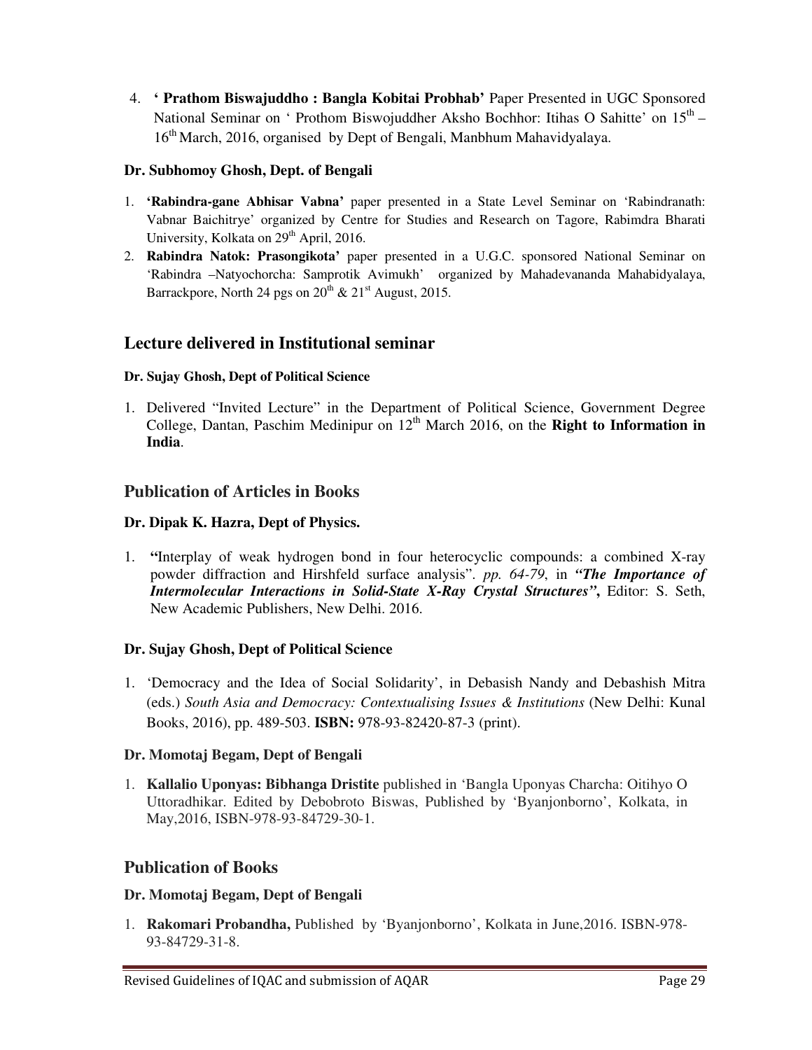4. **' Prathom Biswajuddho : Bangla Kobitai Probhab'** Paper Presented in UGC Sponsored National Seminar on ' Prothom Biswojuddher Aksho Bochhor: Itihas O Sahitte' on 15th – 16th March, 2016, organised by Dept of Bengali, Manbhum Mahavidyalaya.

**Dr. Subhomoy Ghosh, Dept. of Bengali**

1. **'Rabindra-gane Abhisar Vabna'** paper presented in a State Level Seminar on 'Rabindranath: Vabnar Baichitrye' organized by Centre for Studies and Research on Tagore, Rabimdra Bharati University, Kolkata on 29th April, 2016.
2. **Rabindra Natok: Prasongikota'** paper presented in a U.G.C. sponsored National Seminar on 'Rabindra –Natyochorcha: Samprotik Avimukh' organized by Mahadevananda Mahabidyalaya, Barrackpore, North 24 pgs on 20th & 21st August, 2015.

## Lecture delivered in Institutional seminar

**Dr. Sujay Ghosh, Dept of Political Science**

1. Delivered "Invited Lecture" in the Department of Political Science, Government Degree College, Dantan, Paschim Medinipur on 12th March 2016, on the **Right to Information in India**.

## Publication of Articles in Books

**Dr. Dipak K. Hazra, Dept of Physics.**

1. **"**Interplay of weak hydrogen bond in four heterocyclic compounds: a combined X-ray powder diffraction and Hirshfeld surface analysis". *pp. 64-79*, in ***"The Importance of Intermolecular Interactions in Solid-State X-Ray Crystal Structures"*,** Editor: S. Seth, New Academic Publishers, New Delhi. 2016.

**Dr. Sujay Ghosh, Dept of Political Science**

1. 'Democracy and the Idea of Social Solidarity', in Debasish Nandy and Debashish Mitra (eds.) *South Asia and Democracy: Contextualising Issues & Institutions* (New Delhi: Kunal Books, 2016), pp. 489-503. **ISBN:** 978-93-82420-87-3 (print).

**Dr. Momotaj Begam, Dept of Bengali**

1. **Kallalio Uponyas: Bibhanga Dristite** published in 'Bangla Uponyas Charcha: Oitihyo O Uttoradhikar. Edited by Debobroto Biswas, Published by 'Byanjonborno', Kolkata, in May,2016, ISBN-978-93-84729-30-1.

## Publication of Books

**Dr. Momotaj Begam, Dept of Bengali**

1. **Rakomari Probandha,** Published by 'Byanjonborno', Kolkata in June,2016. ISBN-978-93-84729-31-8.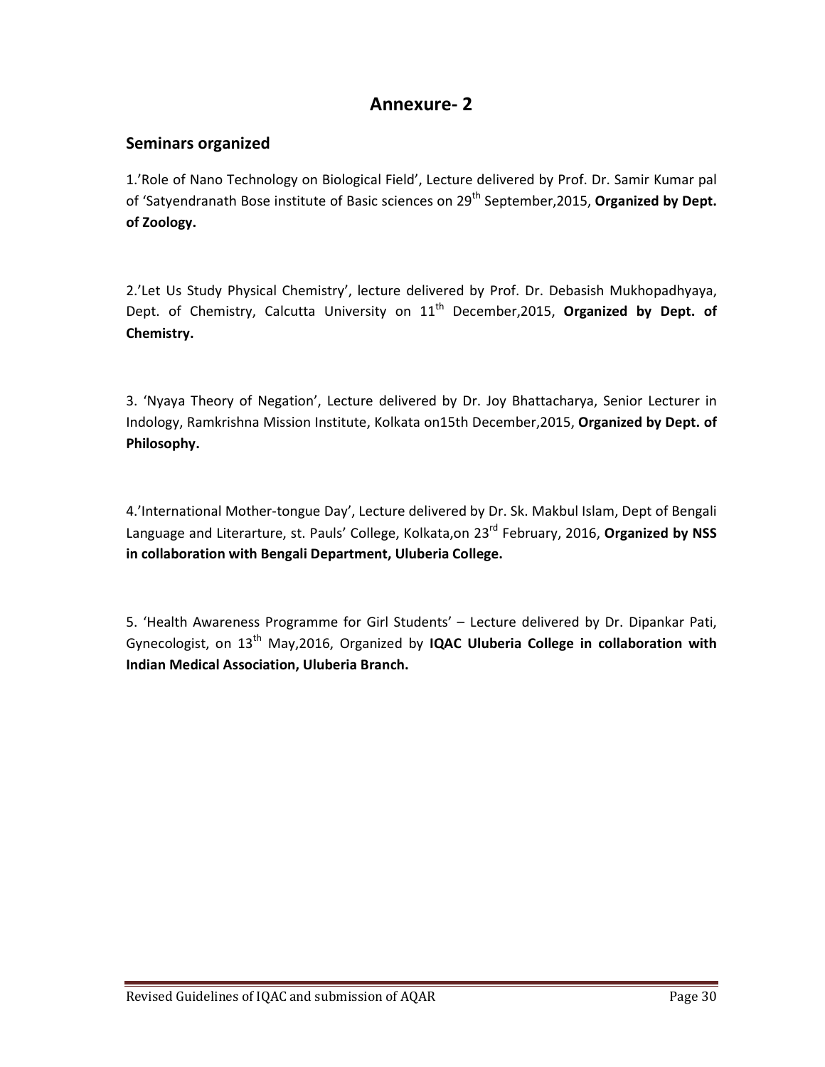# Annexure- 2

## Seminars organized

1.'Role of Nano Technology on Biological Field', Lecture delivered by Prof. Dr. Samir Kumar pal of 'Satyendranath Bose institute of Basic sciences on 29th September,2015, **Organized by Dept. of Zoology.**

2.'Let Us Study Physical Chemistry', lecture delivered by Prof. Dr. Debasish Mukhopadhyaya, Dept. of Chemistry, Calcutta University on 11th December,2015, **Organized by Dept. of Chemistry.**

3. 'Nyaya Theory of Negation', Lecture delivered by Dr. Joy Bhattacharya, Senior Lecturer in Indology, Ramkrishna Mission Institute, Kolkata on15th December,2015, **Organized by Dept. of Philosophy.**

4.'International Mother-tongue Day', Lecture delivered by Dr. Sk. Makbul Islam, Dept of Bengali Language and Literarture, st. Pauls' College, Kolkata,on 23rd February, 2016, **Organized by NSS in collaboration with Bengali Department, Uluberia College.**

5. 'Health Awareness Programme for Girl Students' – Lecture delivered by Dr. Dipankar Pati, Gynecologist, on 13th May,2016, Organized by **IQAC Uluberia College in collaboration with Indian Medical Association, Uluberia Branch.**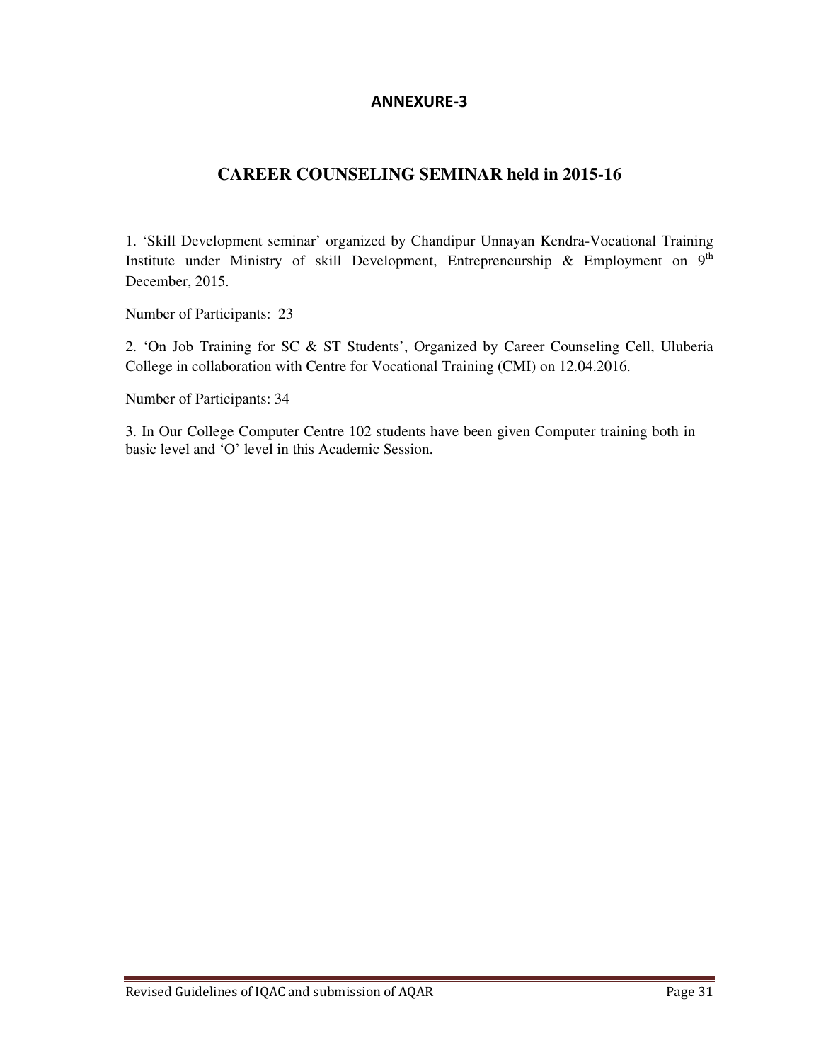## ANNEXURE-3

# CAREER COUNSELING SEMINAR held in 2015-16

1. 'Skill Development seminar' organized by Chandipur Unnayan Kendra-Vocational Training Institute under Ministry of skill Development, Entrepreneurship & Employment on 9th December, 2015.

Number of Participants: 23

2. 'On Job Training for SC & ST Students', Organized by Career Counseling Cell, Uluberia College in collaboration with Centre for Vocational Training (CMI) on 12.04.2016.

Number of Participants: 34

3. In Our College Computer Centre 102 students have been given Computer training both in basic level and 'O' level in this Academic Session.